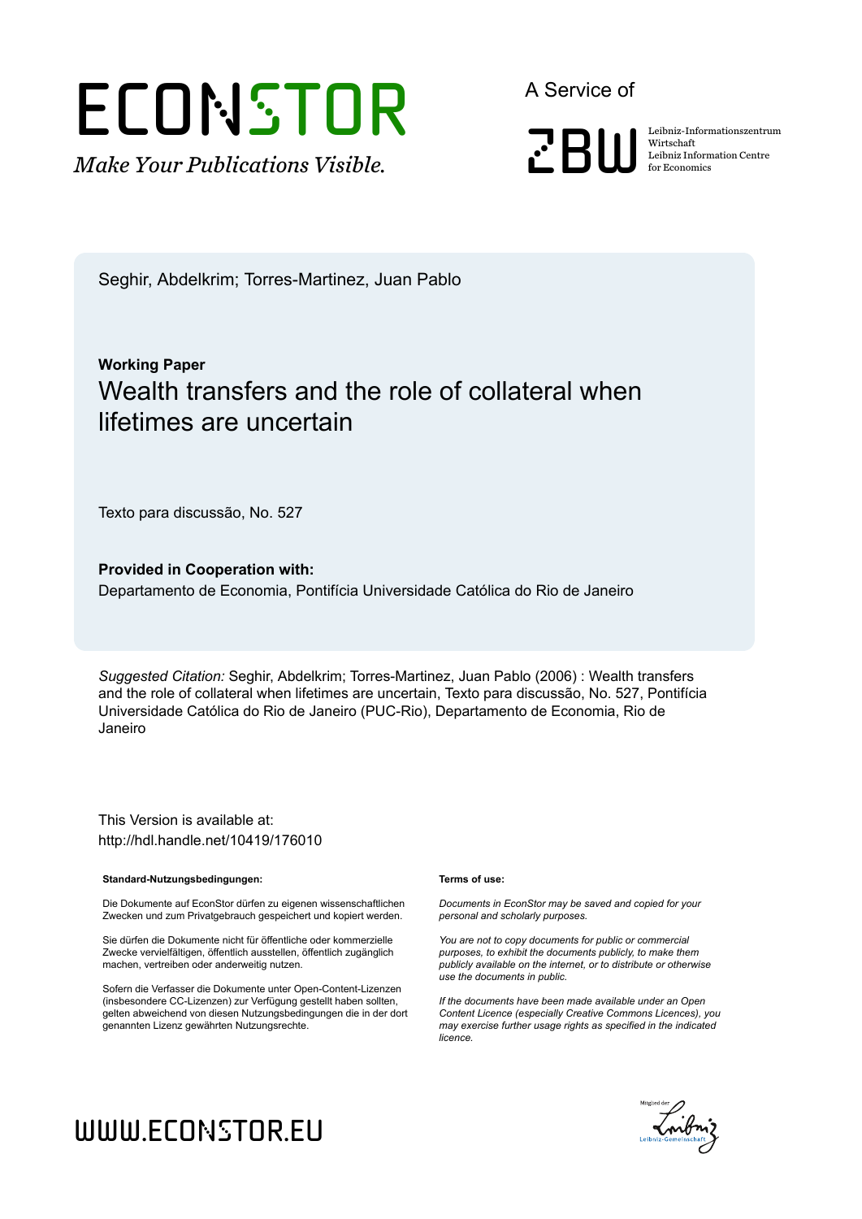ECONSTOR

*Make Your Publications Visible.*

A Service of

ZBW

Leibniz-Informationszentrum Wirtschaft
Leibniz Information Centre for Economics

Seghir, Abdelkrim; Torres-Martinez, Juan Pablo

**Working Paper**

# Wealth transfers and the role of collateral when lifetimes are uncertain

Texto para discussão, No. 527

**Provided in Cooperation with:**
Departamento de Economia, Pontifícia Universidade Católica do Rio de Janeiro

*Suggested Citation:* Seghir, Abdelkrim; Torres-Martinez, Juan Pablo (2006) : Wealth transfers and the role of collateral when lifetimes are uncertain, Texto para discussão, No. 527, Pontifícia Universidade Católica do Rio de Janeiro (PUC-Rio), Departamento de Economia, Rio de Janeiro

This Version is available at:
http://hdl.handle.net/10419/176010

**Standard-Nutzungsbedingungen:**

Die Dokumente auf EconStor dürfen zu eigenen wissenschaftlichen Zwecken und zum Privatgebrauch gespeichert und kopiert werden.

Sie dürfen die Dokumente nicht für öffentliche oder kommerzielle Zwecke vervielfältigen, öffentlich ausstellen, öffentlich zugänglich machen, vertreiben oder anderweitig nutzen.

Sofern die Verfasser die Dokumente unter Open-Content-Lizenzen (insbesondere CC-Lizenzen) zur Verfügung gestellt haben sollten, gelten abweichend von diesen Nutzungsbedingungen die in der dort genannten Lizenz gewährten Nutzungsrechte.

**Terms of use:**

*Documents in EconStor may be saved and copied for your personal and scholarly purposes.*

*You are not to copy documents for public or commercial purposes, to exhibit the documents publicly, to make them publicly available on the internet, or to distribute or otherwise use the documents in public.*

*If the documents have been made available under an Open Content Licence (especially Creative Commons Licences), you may exercise further usage rights as specified in the indicated licence.*

WWW.ECONSTOR.EU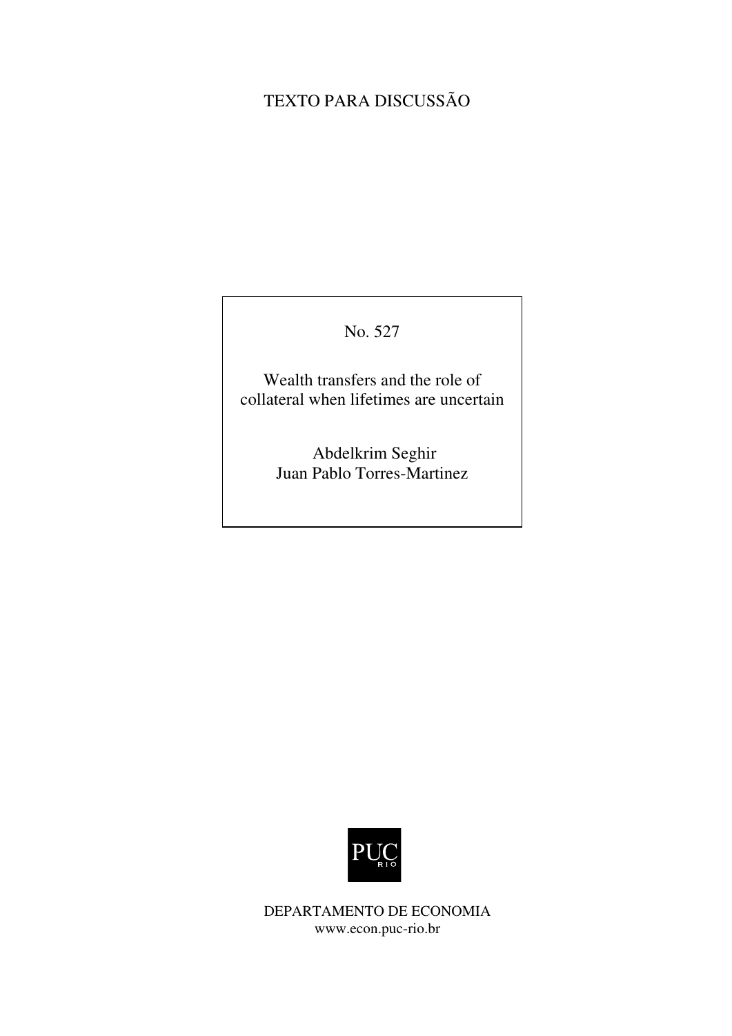TEXTO PARA DISCUSSÃO

No. 527

Wealth transfers and the role of collateral when lifetimes are uncertain

Abdelkrim Seghir
Juan Pablo Torres-Martinez

PUC
RIO

DEPARTAMENTO DE ECONOMIA
www.econ.puc-rio.br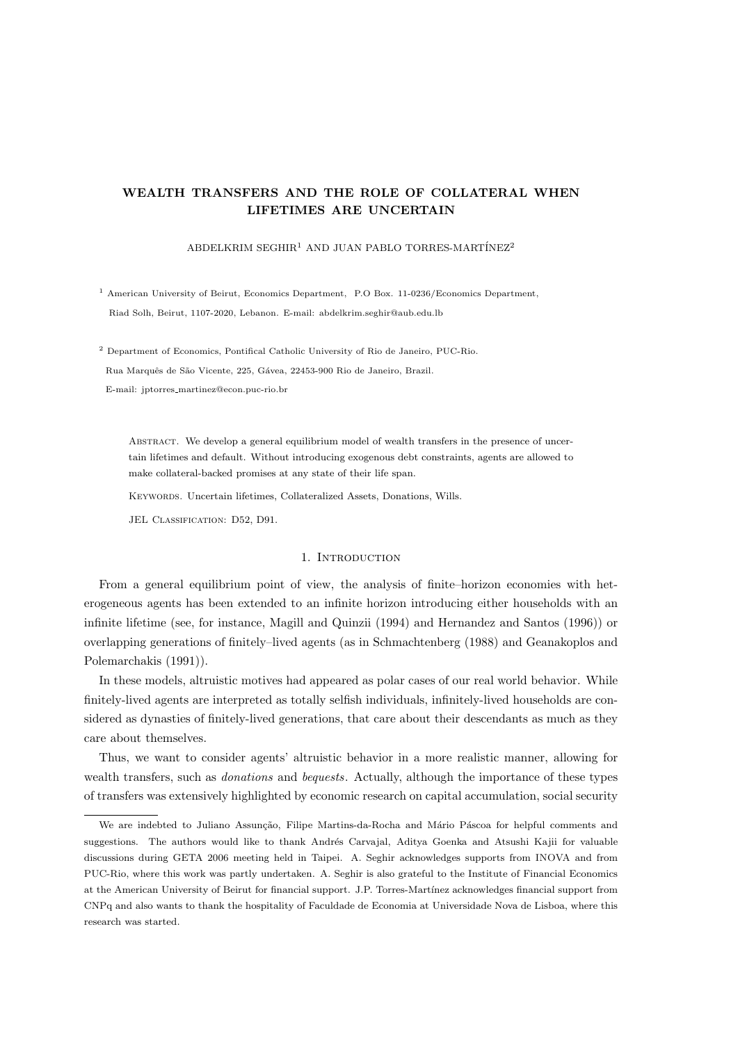# WEALTH TRANSFERS AND THE ROLE OF COLLATERAL WHEN LIFETIMES ARE UNCERTAIN

ABDELKRIM SEGHIR[1] AND JUAN PABLO TORRES-MARTÍNEZ[2]

[1] American University of Beirut, Economics Department, P.O Box. 11-0236/Economics Department, Riad Solh, Beirut, 1107-2020, Lebanon. E-mail: abdelkrim.seghir@aub.edu.lb

[2] Department of Economics, Pontifical Catholic University of Rio de Janeiro, PUC-Rio. Rua Marquês de São Vicente, 225, Gávea, 22453-900 Rio de Janeiro, Brazil. E-mail: jptorres_martinez@econ.puc-rio.br

Abstract. We develop a general equilibrium model of wealth transfers in the presence of uncertain lifetimes and default. Without introducing exogenous debt constraints, agents are allowed to make collateral-backed promises at any state of their life span.

Keywords. Uncertain lifetimes, Collateralized Assets, Donations, Wills.

JEL Classification: D52, D91.

## 1. Introduction

From a general equilibrium point of view, the analysis of finite–horizon economies with heterogeneous agents has been extended to an infinite horizon introducing either households with an infinite lifetime (see, for instance, Magill and Quinzii (1994) and Hernandez and Santos (1996)) or overlapping generations of finitely–lived agents (as in Schmachtenberg (1988) and Geanakoplos and Polemarchakis (1991)).

In these models, altruistic motives had appeared as polar cases of our real world behavior. While finitely-lived agents are interpreted as totally selfish individuals, infinitely-lived households are considered as dynasties of finitely-lived generations, that care about their descendants as much as they care about themselves.

Thus, we want to consider agents' altruistic behavior in a more realistic manner, allowing for wealth transfers, such as *donations* and *bequests*. Actually, although the importance of these types of transfers was extensively highlighted by economic research on capital accumulation, social security

---

We are indebted to Juliano Assunção, Filipe Martins-da-Rocha and Mário Páscoa for helpful comments and suggestions. The authors would like to thank Andrés Carvajal, Aditya Goenka and Atsushi Kajii for valuable discussions during GETA 2006 meeting held in Taipei. A. Seghir acknowledges supports from INOVA and from PUC-Rio, where this work was partly undertaken. A. Seghir is also grateful to the Institute of Financial Economics at the American University of Beirut for financial support. J.P. Torres-Martínez acknowledges financial support from CNPq and also wants to thank the hospitality of Faculdade de Economia at Universidade Nova de Lisboa, where this research was started.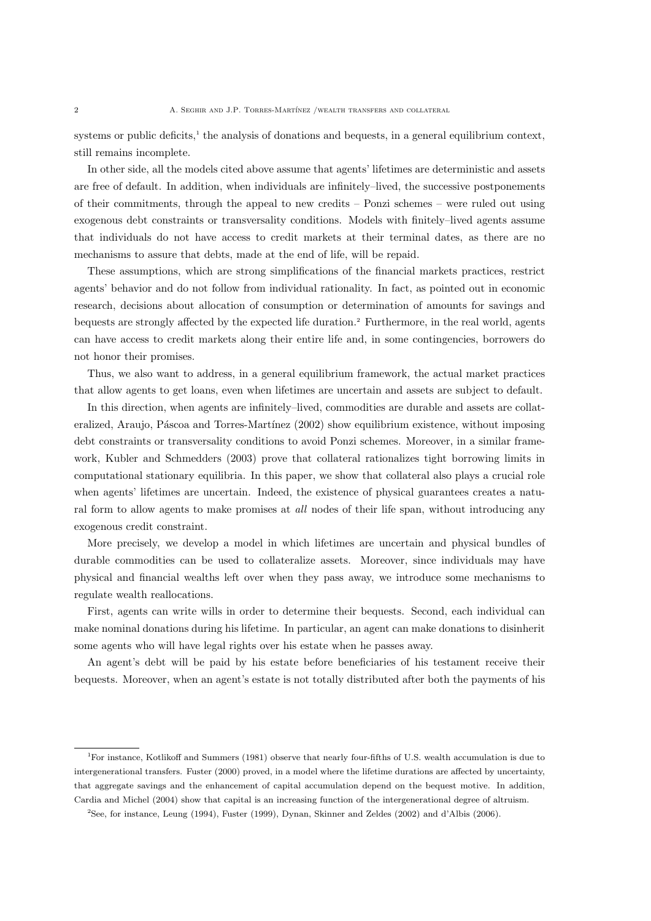systems or public deficits,[1] the analysis of donations and bequests, in a general equilibrium context, still remains incomplete.

In other side, all the models cited above assume that agents' lifetimes are deterministic and assets are free of default. In addition, when individuals are infinitely–lived, the successive postponements of their commitments, through the appeal to new credits – Ponzi schemes – were ruled out using exogenous debt constraints or transversality conditions. Models with finitely–lived agents assume that individuals do not have access to credit markets at their terminal dates, as there are no mechanisms to assure that debts, made at the end of life, will be repaid.

These assumptions, which are strong simplifications of the financial markets practices, restrict agents' behavior and do not follow from individual rationality. In fact, as pointed out in economic research, decisions about allocation of consumption or determination of amounts for savings and bequests are strongly affected by the expected life duration.[2] Furthermore, in the real world, agents can have access to credit markets along their entire life and, in some contingencies, borrowers do not honor their promises.

Thus, we also want to address, in a general equilibrium framework, the actual market practices that allow agents to get loans, even when lifetimes are uncertain and assets are subject to default.

In this direction, when agents are infinitely–lived, commodities are durable and assets are collateralized, Araujo, Páscoa and Torres-Martínez (2002) show equilibrium existence, without imposing debt constraints or transversality conditions to avoid Ponzi schemes. Moreover, in a similar framework, Kubler and Schmedders (2003) prove that collateral rationalizes tight borrowing limits in computational stationary equilibria. In this paper, we show that collateral also plays a crucial role when agents' lifetimes are uncertain. Indeed, the existence of physical guarantees creates a natural form to allow agents to make promises at *all* nodes of their life span, without introducing any exogenous credit constraint.

More precisely, we develop a model in which lifetimes are uncertain and physical bundles of durable commodities can be used to collateralize assets. Moreover, since individuals may have physical and financial wealths left over when they pass away, we introduce some mechanisms to regulate wealth reallocations.

First, agents can write wills in order to determine their bequests. Second, each individual can make nominal donations during his lifetime. In particular, an agent can make donations to disinherit some agents who will have legal rights over his estate when he passes away.

An agent's debt will be paid by his estate before beneficiaries of his testament receive their bequests. Moreover, when an agent's estate is not totally distributed after both the payments of his

[1] For instance, Kotlikoff and Summers (1981) observe that nearly four-fifths of U.S. wealth accumulation is due to intergenerational transfers. Fuster (2000) proved, in a model where the lifetime durations are affected by uncertainty, that aggregate savings and the enhancement of capital accumulation depend on the bequest motive. In addition, Cardia and Michel (2004) show that capital is an increasing function of the intergenerational degree of altruism.

[2] See, for instance, Leung (1994), Fuster (1999), Dynan, Skinner and Zeldes (2002) and d'Albis (2006).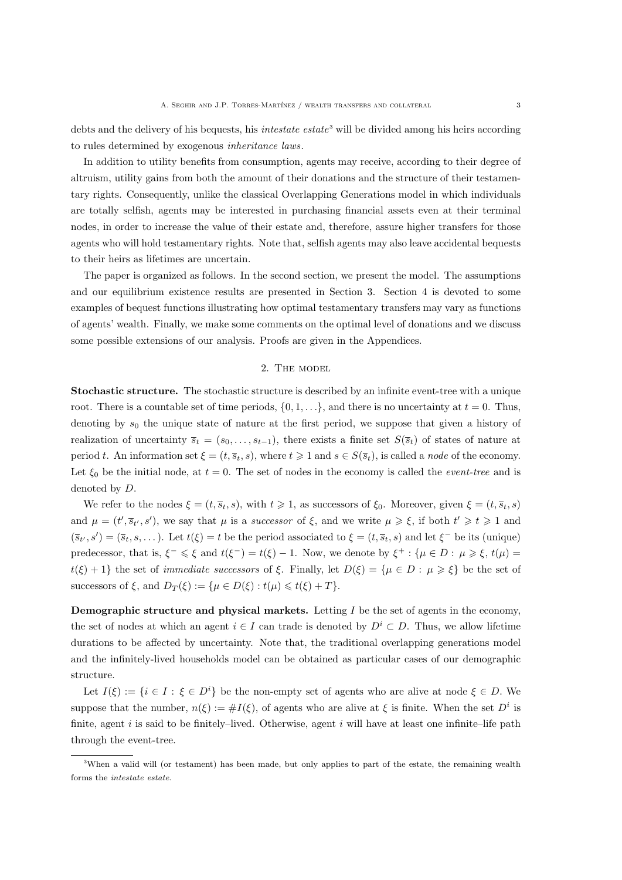debts and the delivery of his bequests, his *intestate estate*[3] will be divided among his heirs according to rules determined by exogenous *inheritance laws*.

In addition to utility benefits from consumption, agents may receive, according to their degree of altruism, utility gains from both the amount of their donations and the structure of their testamentary rights. Consequently, unlike the classical Overlapping Generations model in which individuals are totally selfish, agents may be interested in purchasing financial assets even at their terminal nodes, in order to increase the value of their estate and, therefore, assure higher transfers for those agents who will hold testamentary rights. Note that, selfish agents may also leave accidental bequests to their heirs as lifetimes are uncertain.

The paper is organized as follows. In the second section, we present the model. The assumptions and our equilibrium existence results are presented in Section 3. Section 4 is devoted to some examples of bequest functions illustrating how optimal testamentary transfers may vary as functions of agents' wealth. Finally, we make some comments on the optimal level of donations and we discuss some possible extensions of our analysis. Proofs are given in the Appendices.

## 2. The model

**Stochastic structure.** The stochastic structure is described by an infinite event-tree with a unique root. There is a countable set of time periods, $\{0, 1, \ldots\}$, and there is no uncertainty at $t = 0$. Thus, denoting by $s_0$ the unique state of nature at the first period, we suppose that given a history of realization of uncertainty $\overline{s}_t = (s_0, \ldots, s_{t-1})$, there exists a finite set $S(\overline{s}_t)$ of states of nature at period $t$. An information set $\xi = (t, \overline{s}_t, s)$, where $t \geqslant 1$ and $s \in S(\overline{s}_t)$, is called a *node* of the economy. Let $\xi_0$ be the initial node, at $t = 0$. The set of nodes in the economy is called the *event-tree* and is denoted by $D$.

We refer to the nodes $\xi = (t, \overline{s}_t, s)$, with $t \geqslant 1$, as successors of $\xi_0$. Moreover, given $\xi = (t, \overline{s}_t, s)$ and $\mu = (t', \overline{s}_{t'}, s')$, we say that $\mu$ is a *successor* of $\xi$, and we write $\mu \geqslant \xi$, if both $t' \geqslant t \geqslant 1$ and $(\overline{s}_{t'}, s') = (\overline{s}_t, s, \ldots)$. Let $t(\xi) = t$ be the period associated to $\xi = (t, \overline{s}_t, s)$ and let $\xi^-$ be its (unique) predecessor, that is, $\xi^- \leqslant \xi$ and $t(\xi^-) = t(\xi) - 1$. Now, we denote by $\xi^+ : \{\mu \in D : \mu \geqslant \xi,\, t(\mu) = t(\xi) + 1\}$ the set of *immediate successors* of $\xi$. Finally, let $D(\xi) = \{\mu \in D : \mu \geqslant \xi\}$ be the set of successors of $\xi$, and $D_T(\xi) := \{\mu \in D(\xi) : t(\mu) \leqslant t(\xi) + T\}$.

**Demographic structure and physical markets.** Letting $I$ be the set of agents in the economy, the set of nodes at which an agent $i \in I$ can trade is denoted by $D^i \subset D$. Thus, we allow lifetime durations to be affected by uncertainty. Note that, the traditional overlapping generations model and the infinitely-lived households model can be obtained as particular cases of our demographic structure.

Let $I(\xi) := \{i \in I : \xi \in D^i\}$ be the non-empty set of agents who are alive at node $\xi \in D$. We suppose that the number, $n(\xi) := \#I(\xi)$, of agents who are alive at $\xi$ is finite. When the set $D^i$ is finite, agent $i$ is said to be finitely–lived. Otherwise, agent $i$ will have at least one infinite–life path through the event-tree.

---

[3] When a valid will (or testament) has been made, but only applies to part of the estate, the remaining wealth forms the *intestate estate*.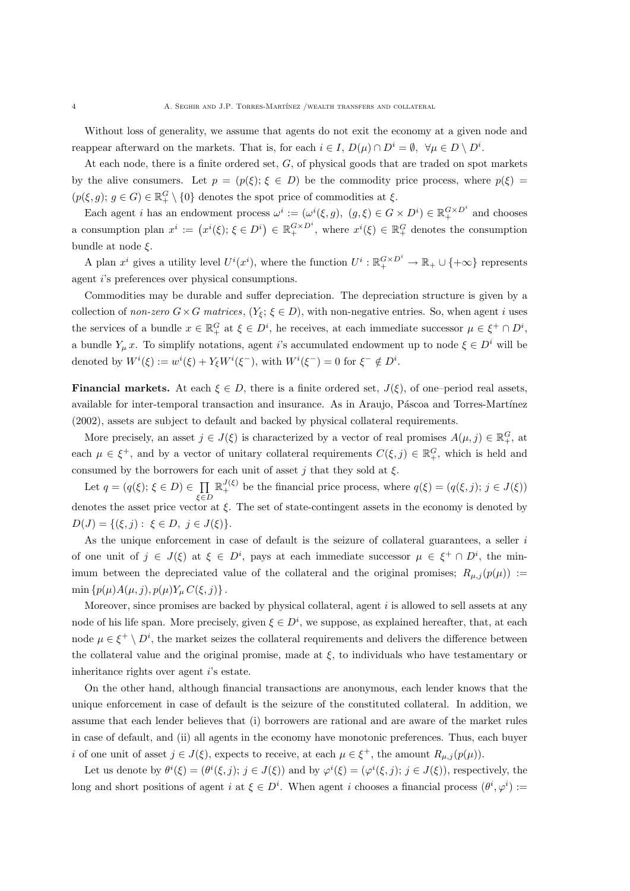Without loss of generality, we assume that agents do not exit the economy at a given node and reappear afterward on the markets. That is, for each $i \in I$, $D(\mu) \cap D^i = \emptyset$, $\forall \mu \in D \setminus D^i$.

At each node, there is a finite ordered set, $G$, of physical goods that are traded on spot markets by the alive consumers. Let $p = (p(\xi);\, \xi \in D)$ be the commodity price process, where $p(\xi) = (p(\xi, g);\, g \in G) \in \mathbb{R}^G_+ \setminus \{0\}$ denotes the spot price of commodities at $\xi$.

Each agent $i$ has an endowment process $\omega^i := (\omega^i(\xi, g),\ (g, \xi) \in G \times D^i) \in \mathbb{R}^{G \times D^i}_+$ and chooses a consumption plan $x^i := \left(x^i(\xi);\, \xi \in D^i\right) \in \mathbb{R}^{G \times D^i}_+$, where $x^i(\xi) \in \mathbb{R}^G_+$ denotes the consumption bundle at node $\xi$.

A plan $x^i$ gives a utility level $U^i(x^i)$, where the function $U^i : \mathbb{R}^{G \times D^i}_+ \to \mathbb{R}_+ \cup \{+\infty\}$ represents agent $i$'s preferences over physical consumptions.

Commodities may be durable and suffer depreciation. The depreciation structure is given by a collection of *non-zero* $G \times G$ *matrices*, $(Y_\xi;\, \xi \in D)$, with non-negative entries. So, when agent $i$ uses the services of a bundle $x \in \mathbb{R}^G_+$ at $\xi \in D^i$, he receives, at each immediate successor $\mu \in \xi^+ \cap D^i$, a bundle $Y_\mu\, x$. To simplify notations, agent $i$'s accumulated endowment up to node $\xi \in D^i$ will be denoted by $W^i(\xi) := w^i(\xi) + Y_\xi W^i(\xi^-)$, with $W^i(\xi^-) = 0$ for $\xi^- \notin D^i$.

**Financial markets.** At each $\xi \in D$, there is a finite ordered set, $J(\xi)$, of one–period real assets, available for inter-temporal transaction and insurance. As in Araujo, Páscoa and Torres-Martínez (2002), assets are subject to default and backed by physical collateral requirements.

More precisely, an asset $j \in J(\xi)$ is characterized by a vector of real promises $A(\mu, j) \in \mathbb{R}^G_+$, at each $\mu \in \xi^+$, and by a vector of unitary collateral requirements $C(\xi, j) \in \mathbb{R}^G_+$, which is held and consumed by the borrowers for each unit of asset $j$ that they sold at $\xi$.

Let $q = (q(\xi);\, \xi \in D) \in \prod\limits_{\xi \in D} \mathbb{R}^{J(\xi)}_+$ be the financial price process, where $q(\xi) = (q(\xi, j);\, j \in J(\xi))$ denotes the asset price vector at $\xi$. The set of state-contingent assets in the economy is denoted by $D(J) = \{(\xi, j) :\ \xi \in D,\ j \in J(\xi)\}$.

As the unique enforcement in case of default is the seizure of collateral guarantees, a seller $i$ of one unit of $j \in J(\xi)$ at $\xi \in D^i$, pays at each immediate successor $\mu \in \xi^+ \cap D^i$, the minimum between the depreciated value of the collateral and the original promises; $R_{\mu,j}(p(\mu)) := \min\{p(\mu)A(\mu, j), p(\mu)Y_\mu\, C(\xi, j)\}$.

Moreover, since promises are backed by physical collateral, agent $i$ is allowed to sell assets at any node of his life span. More precisely, given $\xi \in D^i$, we suppose, as explained hereafter, that, at each node $\mu \in \xi^+ \setminus D^i$, the market seizes the collateral requirements and delivers the difference between the collateral value and the original promise, made at $\xi$, to individuals who have testamentary or inheritance rights over agent $i$'s estate.

On the other hand, although financial transactions are anonymous, each lender knows that the unique enforcement in case of default is the seizure of the constituted collateral. In addition, we assume that each lender believes that (i) borrowers are rational and are aware of the market rules in case of default, and (ii) all agents in the economy have monotonic preferences. Thus, each buyer $i$ of one unit of asset $j \in J(\xi)$, expects to receive, at each $\mu \in \xi^+$, the amount $R_{\mu,j}(p(\mu))$.

Let us denote by $\theta^i(\xi) = (\theta^i(\xi, j);\, j \in J(\xi))$ and by $\varphi^i(\xi) = (\varphi^i(\xi, j);\, j \in J(\xi))$, respectively, the long and short positions of agent $i$ at $\xi \in D^i$. When agent $i$ chooses a financial process $(\theta^i, \varphi^i) :=$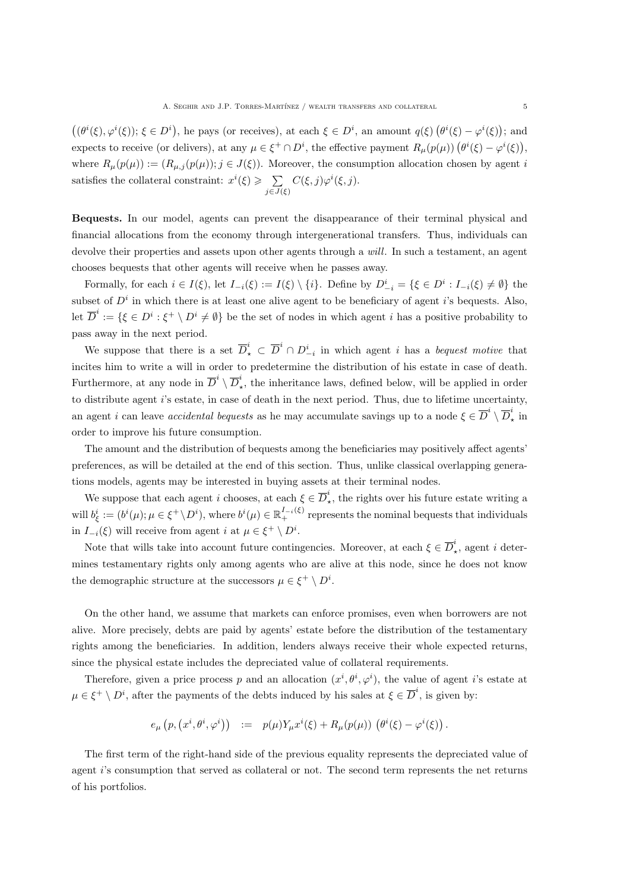$\left((\theta^i(\xi),\varphi^i(\xi));\, \xi \in D^i\right)$, he pays (or receives), at each $\xi \in D^i$, an amount $q(\xi)\left(\theta^i(\xi)-\varphi^i(\xi)\right)$; and expects to receive (or delivers), at any $\mu \in \xi^+ \cap D^i$, the effective payment $R_\mu(p(\mu))\left(\theta^i(\xi)-\varphi^i(\xi)\right)$, where $R_\mu(p(\mu)) := (R_{\mu,j}(p(\mu)); j \in J(\xi))$. Moreover, the consumption allocation chosen by agent $i$ satisfies the collateral constraint: $x^i(\xi) \geqslant \sum_{j\in J(\xi)} C(\xi,j)\varphi^i(\xi,j)$.

**Bequests.** In our model, agents can prevent the disappearance of their terminal physical and financial allocations from the economy through intergenerational transfers. Thus, individuals can devolve their properties and assets upon other agents through a *will*. In such a testament, an agent chooses bequests that other agents will receive when he passes away.

Formally, for each $i \in I(\xi)$, let $I_{-i}(\xi) := I(\xi) \setminus \{i\}$. Define by $D^i_{-i} = \{\xi \in D^i : I_{-i}(\xi) \neq \emptyset\}$ the subset of $D^i$ in which there is at least one alive agent to be beneficiary of agent $i$'s bequests. Also, let $\overline{D}^i := \{\xi \in D^i : \xi^+ \setminus D^i \neq \emptyset\}$ be the set of nodes in which agent $i$ has a positive probability to pass away in the next period.

We suppose that there is a set $\overline{D}^i_\star \subset \overline{D}^i \cap D^i_{-i}$ in which agent $i$ has a *bequest motive* that incites him to write a will in order to predetermine the distribution of his estate in case of death. Furthermore, at any node in $\overline{D}^i \setminus \overline{D}^i_\star$, the inheritance laws, defined below, will be applied in order to distribute agent $i$'s estate, in case of death in the next period. Thus, due to lifetime uncertainty, an agent $i$ can leave *accidental bequests* as he may accumulate savings up to a node $\xi \in \overline{D}^i \setminus \overline{D}^i_\star$ in order to improve his future consumption.

The amount and the distribution of bequests among the beneficiaries may positively affect agents' preferences, as will be detailed at the end of this section. Thus, unlike classical overlapping generations models, agents may be interested in buying assets at their terminal nodes.

We suppose that each agent $i$ chooses, at each $\xi \in \overline{D}^i_\star$, the rights over his future estate writing a will $b^i_\xi := (b^i(\mu); \mu \in \xi^+ \setminus D^i)$, where $b^i(\mu) \in \mathbb{R}^{I_{-i}(\xi)}_+$ represents the nominal bequests that individuals in $I_{-i}(\xi)$ will receive from agent $i$ at $\mu \in \xi^+ \setminus D^i$.

Note that wills take into account future contingencies. Moreover, at each $\xi \in \overline{D}^i_\star$, agent $i$ determines testamentary rights only among agents who are alive at this node, since he does not know the demographic structure at the successors $\mu \in \xi^+ \setminus D^i$.

On the other hand, we assume that markets can enforce promises, even when borrowers are not alive. More precisely, debts are paid by agents' estate before the distribution of the testamentary rights among the beneficiaries. In addition, lenders always receive their whole expected returns, since the physical estate includes the depreciated value of collateral requirements.

Therefore, given a price process $p$ and an allocation $(x^i,\theta^i,\varphi^i)$, the value of agent $i$'s estate at $\mu \in \xi^+ \setminus D^i$, after the payments of the debts induced by his sales at $\xi \in \overline{D}^i$, is given by:

$$e_\mu\left(p,\left(x^i,\theta^i,\varphi^i\right)\right) \;\;:=\;\; p(\mu)Y_\mu x^i(\xi) + R_\mu(p(\mu))\left(\theta^i(\xi)-\varphi^i(\xi)\right).$$

The first term of the right-hand side of the previous equality represents the depreciated value of agent $i$'s consumption that served as collateral or not. The second term represents the net returns of his portfolios.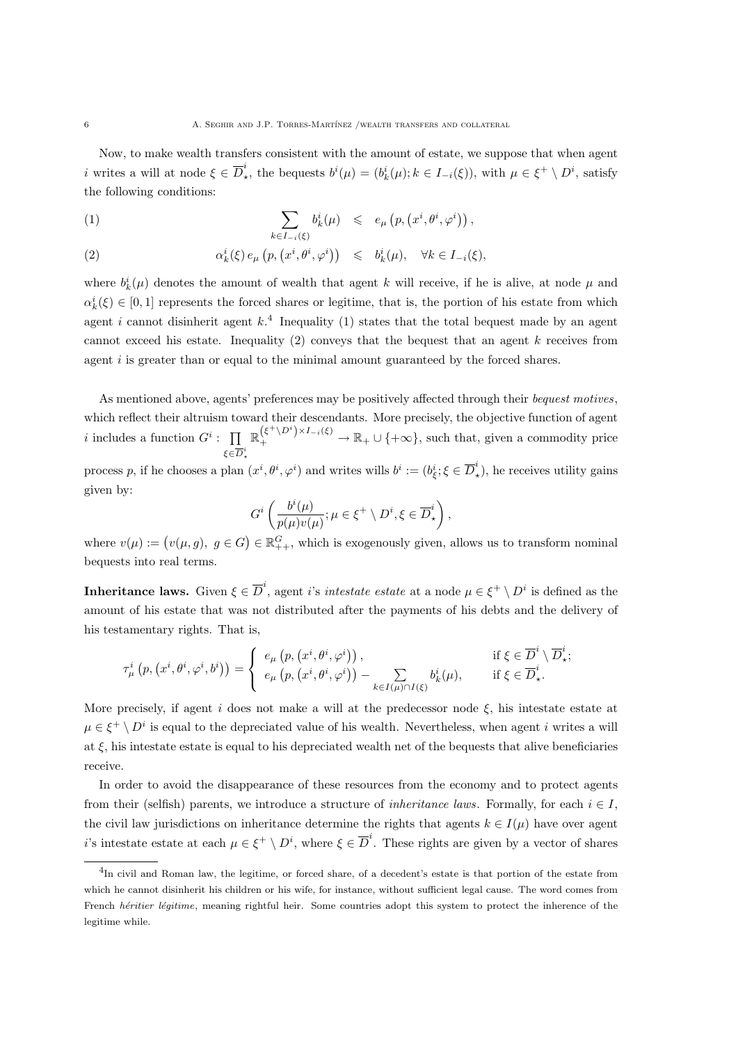Now, to make wealth transfers consistent with the amount of estate, we suppose that when agent $i$ writes a will at node $\xi \in \overline{D}^i_\star$, the bequests $b^i(\mu) = (b^i_k(\mu); k \in I_{-i}(\xi))$, with $\mu \in \xi^+ \setminus D^i$, satisfy the following conditions:

$$\sum_{k \in I_{-i}(\xi)} b^i_k(\mu) \leqslant e_\mu\left(p, \left(x^i, \theta^i, \varphi^i\right)\right), \tag{1}$$

$$\alpha^i_k(\xi)\, e_\mu\left(p, \left(x^i, \theta^i, \varphi^i\right)\right) \leqslant b^i_k(\mu), \quad \forall k \in I_{-i}(\xi), \tag{2}$$

where $b^i_k(\mu)$ denotes the amount of wealth that agent $k$ will receive, if he is alive, at node $\mu$ and $\alpha^i_k(\xi) \in [0,1]$ represents the forced shares or legitime, that is, the portion of his estate from which agent $i$ cannot disinherit agent $k$.[4] Inequality (1) states that the total bequest made by an agent cannot exceed his estate. Inequality (2) conveys that the bequest that an agent $k$ receives from agent $i$ is greater than or equal to the minimal amount guaranteed by the forced shares.

As mentioned above, agents' preferences may be positively affected through their *bequest motives*, which reflect their altruism toward their descendants. More precisely, the objective function of agent $i$ includes a function $G^i : \prod_{\xi \in \overline{D}^i_\star} \mathbb{R}_+^{\left(\xi^+ \setminus D^i\right) \times I_{-i}(\xi)} \to \mathbb{R}_+ \cup \{+\infty\}$, such that, given a commodity price process $p$, if he chooses a plan $(x^i, \theta^i, \varphi^i)$ and writes wills $b^i := (b^i_\xi; \xi \in \overline{D}^i_\star)$, he receives utility gains given by:

$$G^i\left(\frac{b^i(\mu)}{p(\mu)v(\mu)}; \mu \in \xi^+ \setminus D^i, \xi \in \overline{D}^i_\star\right),$$

where $v(\mu) := \big(v(\mu, g),\ g \in G\big) \in \mathbb{R}^G_{++}$, which is exogenously given, allows us to transform nominal bequests into real terms.

**Inheritance laws.** Given $\xi \in \overline{D}^i$, agent $i$'s *intestate estate* at a node $\mu \in \xi^+ \setminus D^i$ is defined as the amount of his estate that was not distributed after the payments of his debts and the delivery of his testamentary rights. That is,

$$\tau^i_\mu\left(p, \left(x^i, \theta^i, \varphi^i, b^i\right)\right) = \begin{cases} e_\mu\left(p, \left(x^i, \theta^i, \varphi^i\right)\right), & \text{if } \xi \in \overline{D}^i \setminus \overline{D}^i_\star; \\ e_\mu\left(p, \left(x^i, \theta^i, \varphi^i\right)\right) - \sum\limits_{k \in I(\mu) \cap I(\xi)} b^i_k(\mu), & \text{if } \xi \in \overline{D}^i_\star. \end{cases}$$

More precisely, if agent $i$ does not make a will at the predecessor node $\xi$, his intestate estate at $\mu \in \xi^+ \setminus D^i$ is equal to the depreciated value of his wealth. Nevertheless, when agent $i$ writes a will at $\xi$, his intestate estate is equal to his depreciated wealth net of the bequests that alive beneficiaries receive.

In order to avoid the disappearance of these resources from the economy and to protect agents from their (selfish) parents, we introduce a structure of *inheritance laws*. Formally, for each $i \in I$, the civil law jurisdictions on inheritance determine the rights that agents $k \in I(\mu)$ have over agent $i$'s intestate estate at each $\mu \in \xi^+ \setminus D^i$, where $\xi \in \overline{D}^i$. These rights are given by a vector of shares

[4] In civil and Roman law, the legitime, or forced share, of a decedent's estate is that portion of the estate from which he cannot disinherit his children or his wife, for instance, without sufficient legal cause. The word comes from French *héritier légitime*, meaning rightful heir. Some countries adopt this system to protect the inherence of the legitime while.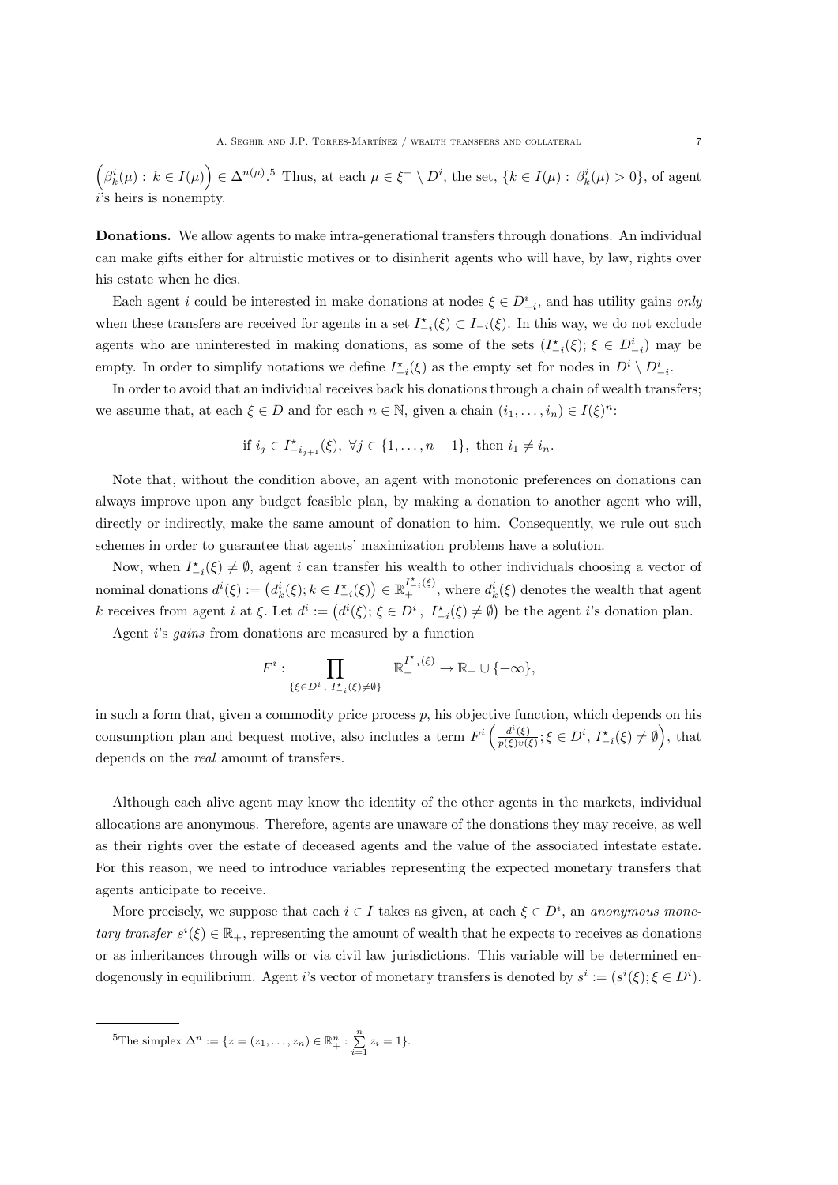$\Big(\beta^i_k(\mu) : k \in I(\mu)\Big) \in \Delta^{n(\mu)}$.[5] Thus, at each $\mu \in \xi^+ \setminus D^i$, the set, $\{k \in I(\mu) : \beta^i_k(\mu) > 0\}$, of agent $i$'s heirs is nonempty.

**Donations.** We allow agents to make intra-generational transfers through donations. An individual can make gifts either for altruistic motives or to disinherit agents who will have, by law, rights over his estate when he dies.

Each agent $i$ could be interested in make donations at nodes $\xi \in D^i_{-i}$, and has utility gains *only* when these transfers are received for agents in a set $I^\star_{-i}(\xi) \subset I_{-i}(\xi)$. In this way, we do not exclude agents who are uninterested in making donations, as some of the sets $(I^\star_{-i}(\xi); \xi \in D^i_{-i})$ may be empty. In order to simplify notations we define $I^\star_{-i}(\xi)$ as the empty set for nodes in $D^i \setminus D^i_{-i}$.

In order to avoid that an individual receives back his donations through a chain of wealth transfers; we assume that, at each $\xi \in D$ and for each $n \in \mathbb{N}$, given a chain $(i_1, \ldots, i_n) \in I(\xi)^n$:

$$\text{if } i_j \in I^\star_{-i_{j+1}}(\xi),\ \forall j \in \{1, \ldots, n-1\},\ \text{then } i_1 \neq i_n.$$

Note that, without the condition above, an agent with monotonic preferences on donations can always improve upon any budget feasible plan, by making a donation to another agent who will, directly or indirectly, make the same amount of donation to him. Consequently, we rule out such schemes in order to guarantee that agents' maximization problems have a solution.

Now, when $I^\star_{-i}(\xi) \neq \emptyset$, agent $i$ can transfer his wealth to other individuals choosing a vector of nominal donations $d^i(\xi) := \big(d^i_k(\xi); k \in I^\star_{-i}(\xi)\big) \in \mathbb{R}^{I^\star_{-i}(\xi)}_+$, where $d^i_k(\xi)$ denotes the wealth that agent $k$ receives from agent $i$ at $\xi$. Let $d^i := \big(d^i(\xi); \xi \in D^i,\ I^\star_{-i}(\xi) \neq \emptyset\big)$ be the agent $i$'s donation plan.

Agent $i$'s *gains* from donations are measured by a function

$$F^i : \prod_{\{\xi \in D^i,\ I^\star_{-i}(\xi) \neq \emptyset\}} \mathbb{R}^{I^\star_{-i}(\xi)}_+ \to \mathbb{R}_+ \cup \{+\infty\},$$

in such a form that, given a commodity price process $p$, his objective function, which depends on his consumption plan and bequest motive, also includes a term $F^i\left(\frac{d^i(\xi)}{p(\xi)v(\xi)}; \xi \in D^i,\ I^\star_{-i}(\xi) \neq \emptyset\right)$, that depends on the *real* amount of transfers.

Although each alive agent may know the identity of the other agents in the markets, individual allocations are anonymous. Therefore, agents are unaware of the donations they may receive, as well as their rights over the estate of deceased agents and the value of the associated intestate estate. For this reason, we need to introduce variables representing the expected monetary transfers that agents anticipate to receive.

More precisely, we suppose that each $i \in I$ takes as given, at each $\xi \in D^i$, an *anonymous monetary transfer* $s^i(\xi) \in \mathbb{R}_+$, representing the amount of wealth that he expects to receives as donations or as inheritances through wills or via civil law jurisdictions. This variable will be determined endogenously in equilibrium. Agent $i$'s vector of monetary transfers is denoted by $s^i := (s^i(\xi); \xi \in D^i)$.

---

[5] The simplex $\Delta^n := \{z = (z_1, \ldots, z_n) \in \mathbb{R}^n_+ : \sum_{i=1}^{n} z_i = 1\}$.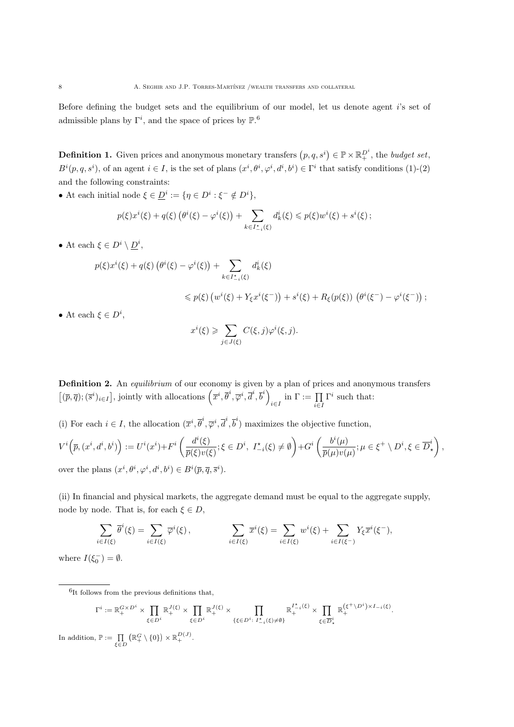Before defining the budget sets and the equilibrium of our model, let us denote agent $i$'s set of admissible plans by $\Gamma^i$, and the space of prices by $\mathbb{P}$.[6]

**Definition 1.** Given prices and anonymous monetary transfers $\left(p, q, s^i\right) \in \mathbb{P} \times \mathbb{R}_+^{D^i}$, the *budget set*, $B^i(p,q,s^i)$, of an agent $i \in I$, is the set of plans $(x^i, \theta^i, \varphi^i, d^i, b^i) \in \Gamma^i$ that satisfy conditions (1)-(2) and the following constraints:

• At each initial node $\xi \in \underline{D}^i := \{\eta \in D^i : \xi^- \notin D^i\}$,

$$p(\xi)x^i(\xi) + q(\xi)\left(\theta^i(\xi) - \varphi^i(\xi)\right) + \sum_{k \in I^\star_{-i}(\xi)} d^i_k(\xi) \leqslant p(\xi)w^i(\xi) + s^i(\xi)\,;$$

• At each $\xi \in D^i \setminus \underline{D}^i$,

$$p(\xi)x^i(\xi) + q(\xi)\left(\theta^i(\xi) - \varphi^i(\xi)\right) + \sum_{k \in I^\star_{-i}(\xi)} d^i_k(\xi)$$

$$\leqslant p(\xi)\left(w^i(\xi) + Y_\xi x^i(\xi^-)\right) + s^i(\xi) + R_\xi(p(\xi))\left(\theta^i(\xi^-) - \varphi^i(\xi^-)\right);$$

• At each $\xi \in D^i$,

$$x^i(\xi) \geqslant \sum_{j \in J(\xi)} C(\xi,j)\varphi^i(\xi,j).$$

**Definition 2.** An *equilibrium* of our economy is given by a plan of prices and anonymous transfers $\left[(\overline{p},\overline{q});(\overline{s}^i)_{i\in I}\right]$, jointly with allocations $\left(\overline{x}^i, \overline{\theta}^i, \overline{\varphi}^i, \overline{d}^i, \overline{b}^i\right)_{i \in I}$ in $\Gamma := \prod_{i \in I} \Gamma^i$ such that:

(i) For each $i \in I$, the allocation $(\overline{x}^i, \overline{\theta}^i, \overline{\varphi}^i, \overline{d}^i, \overline{b}^i)$ maximizes the objective function,

$$V^i\Big(\overline{p},(x^i,d^i,b^i)\Big) := U^i(x^i) + F^i\left(\frac{d^i(\xi)}{\overline{p}(\xi)v(\xi)}; \xi \in D^i,\ I^\star_{-i}(\xi) \neq \emptyset\right) + G^i\left(\frac{b^i(\mu)}{\overline{p}(\mu)v(\mu)}; \mu \in \xi^+ \setminus D^i, \xi \in \overline{D}^i_\star\right),$$

over the plans $(x^i, \theta^i, \varphi^i, d^i, b^i) \in B^i(\overline{p}, \overline{q}, \overline{s}^i)$.

(ii) In financial and physical markets, the aggregate demand must be equal to the aggregate supply, node by node. That is, for each $\xi \in D$,

$$\sum_{i \in I(\xi)} \overline{\theta}^i(\xi) = \sum_{i \in I(\xi)} \overline{\varphi}^i(\xi)\,, \qquad \sum_{i \in I(\xi)} \overline{x}^i(\xi) = \sum_{i \in I(\xi)} w^i(\xi) + \sum_{i \in I(\xi^-)} Y_\xi \overline{x}^i(\xi^-),$$

where $I(\xi_0^-) = \emptyset$.

---

[6] It follows from the previous definitions that,

$$\Gamma^i := \mathbb{R}_+^{G \times D^i} \times \prod_{\xi \in D^i} \mathbb{R}_+^{J(\xi)} \times \prod_{\xi \in D^i} \mathbb{R}_+^{J(\xi)} \times \prod_{\{\xi \in D^i:\ I^\star_{-i}(\xi) \neq \emptyset\}} \mathbb{R}_+^{I^\star_{-i}(\xi)} \times \prod_{\xi \in \overline{D}^i_\star} \mathbb{R}_+^{(\xi^+ \setminus D^i) \times I_{-i}(\xi)}.$$

In addition, $\mathbb{P} := \prod_{\xi \in D} \left(\mathbb{R}_+^G \setminus \{0\}\right) \times \mathbb{R}_+^{D(J)}$.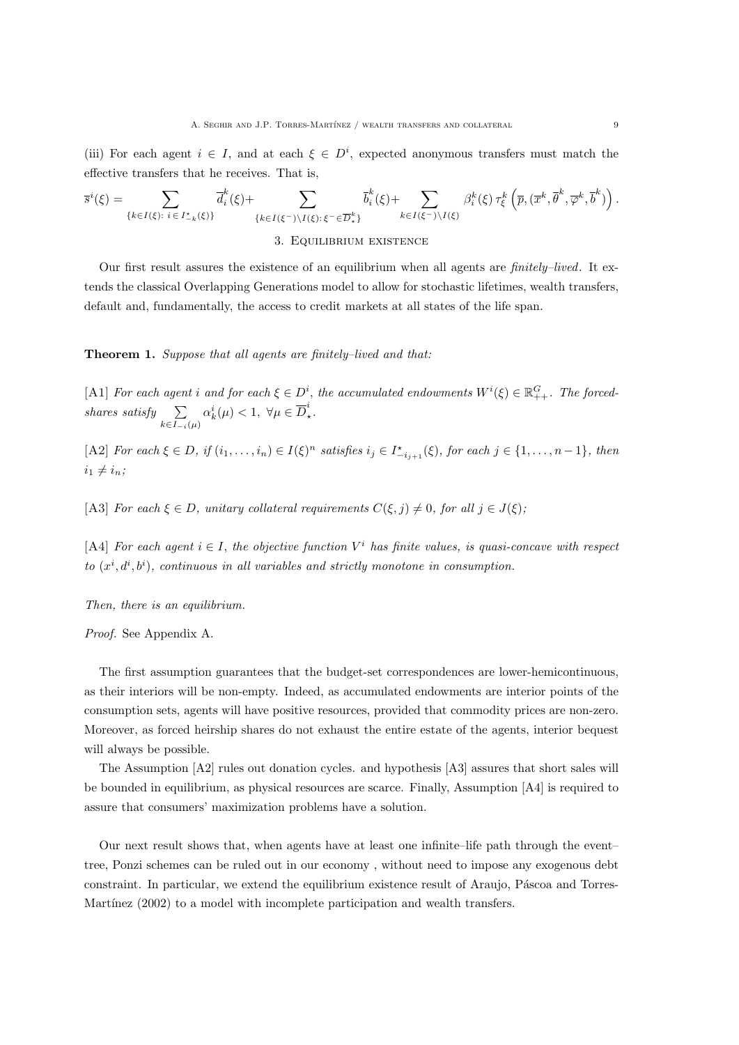(iii) For each agent $i \in I$, and at each $\xi \in D^i$, expected anonymous transfers must match the effective transfers that he receives. That is,

$$\overline{s}^i(\xi) = \sum_{\{k \in I(\xi):\ i \in I^\star_{-k}(\xi)\}} \overline{d}^k_i(\xi) + \sum_{\{k \in I(\xi^-) \setminus I(\xi):\ \xi^- \in \overline{D}^k_\star\}} \overline{b}^k_i(\xi) + \sum_{k \in I(\xi^-) \setminus I(\xi)} \beta^k_i(\xi)\, \tau^k_\xi\left(\overline{p}, (\overline{x}^k, \overline{\theta}^k, \overline{\varphi}^k, \overline{b}^k)\right).$$

## 3. Equilibrium existence

Our first result assures the existence of an equilibrium when all agents are *finitely–lived*. It extends the classical Overlapping Generations model to allow for stochastic lifetimes, wealth transfers, default and, fundamentally, the access to credit markets at all states of the life span.

**Theorem 1.** *Suppose that all agents are finitely–lived and that:*

[A1] *For each agent $i$ and for each $\xi \in D^i$, the accumulated endowments $W^i(\xi) \in \mathbb{R}^G_{++}$. The forced-shares satisfy $\sum_{k \in I_{-i}(\mu)} \alpha^i_k(\mu) < 1,\ \forall \mu \in \overline{D}^i_\star$.*

[A2] *For each $\xi \in D$, if $(i_1, \ldots, i_n) \in I(\xi)^n$ satisfies $i_j \in I^\star_{-i_{j+1}}(\xi)$, for each $j \in \{1, \ldots, n-1\}$, then $i_1 \neq i_n$;*

[A3] *For each $\xi \in D$, unitary collateral requirements $C(\xi, j) \neq 0$, for all $j \in J(\xi)$;*

[A4] *For each agent $i \in I$, the objective function $V^i$ has finite values, is quasi-concave with respect to $(x^i, d^i, b^i)$, continuous in all variables and strictly monotone in consumption.*

*Then, there is an equilibrium.*

*Proof.* See Appendix A.

The first assumption guarantees that the budget-set correspondences are lower-hemicontinuous, as their interiors will be non-empty. Indeed, as accumulated endowments are interior points of the consumption sets, agents will have positive resources, provided that commodity prices are non-zero. Moreover, as forced heirship shares do not exhaust the entire estate of the agents, interior bequest will always be possible.

The Assumption [A2] rules out donation cycles. and hypothesis [A3] assures that short sales will be bounded in equilibrium, as physical resources are scarce. Finally, Assumption [A4] is required to assure that consumers' maximization problems have a solution.

Our next result shows that, when agents have at least one infinite–life path through the event–tree, Ponzi schemes can be ruled out in our economy , without need to impose any exogenous debt constraint. In particular, we extend the equilibrium existence result of Araujo, Páscoa and Torres-Martínez (2002) to a model with incomplete participation and wealth transfers.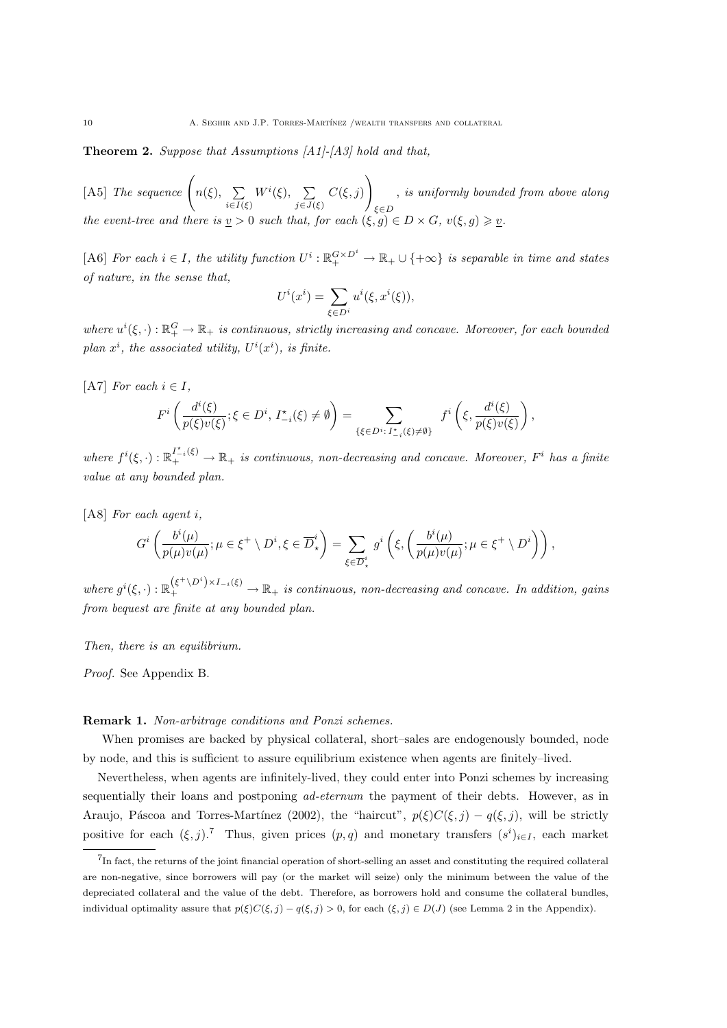**Theorem 2.** *Suppose that Assumptions [A1]-[A3] hold and that,*

[A5] *The sequence* $\left(n(\xi), \sum_{i \in I(\xi)} W^i(\xi), \sum_{j \in J(\xi)} C(\xi,j)\right)_{\xi \in D}$, *is uniformly bounded from above along the event-tree and there is* $\underline{v} > 0$ *such that, for each* $(\xi, g) \in D \times G$, $v(\xi, g) \geqslant \underline{v}$.

[A6] *For each* $i \in I$, *the utility function* $U^i : \mathbb{R}_+^{G \times D^i} \to \mathbb{R}_+ \cup \{+\infty\}$ *is separable in time and states of nature, in the sense that,*

$$U^i(x^i) = \sum_{\xi \in D^i} u^i(\xi, x^i(\xi)),$$

*where* $u^i(\xi, \cdot) : \mathbb{R}_+^G \to \mathbb{R}_+$ *is continuous, strictly increasing and concave. Moreover, for each bounded plan* $x^i$, *the associated utility,* $U^i(x^i)$, *is finite.*

[A7] *For each* $i \in I$,

$$F^i\left(\frac{d^i(\xi)}{p(\xi)v(\xi)}; \xi \in D^i, I^\star_{-i}(\xi) \neq \emptyset\right) = \sum_{\{\xi \in D^i : I^\star_{-i}(\xi) \neq \emptyset\}} f^i\left(\xi, \frac{d^i(\xi)}{p(\xi)v(\xi)}\right),$$

*where* $f^i(\xi, \cdot) : \mathbb{R}_+^{I^\star_{-i}(\xi)} \to \mathbb{R}_+$ *is continuous, non-decreasing and concave. Moreover,* $F^i$ *has a finite value at any bounded plan.*

[A8] *For each agent* $i$,

$$G^i\left(\frac{b^i(\mu)}{p(\mu)v(\mu)}; \mu \in \xi^+ \setminus D^i, \xi \in \overline{D}^i_\star\right) = \sum_{\xi \in \overline{D}^i_\star} g^i\left(\xi, \left(\frac{b^i(\mu)}{p(\mu)v(\mu)}; \mu \in \xi^+ \setminus D^i\right)\right),$$

*where* $g^i(\xi, \cdot) : \mathbb{R}_+^{(\xi^+ \setminus D^i) \times I_{-i}(\xi)} \to \mathbb{R}_+$ *is continuous, non-decreasing and concave. In addition, gains from bequest are finite at any bounded plan.*

*Then, there is an equilibrium.*

*Proof.* See Appendix B.

**Remark 1.** *Non-arbitrage conditions and Ponzi schemes.*

When promises are backed by physical collateral, short–sales are endogenously bounded, node by node, and this is sufficient to assure equilibrium existence when agents are finitely–lived.

Nevertheless, when agents are infinitely-lived, they could enter into Ponzi schemes by increasing sequentially their loans and postponing *ad-eternum* the payment of their debts. However, as in Araujo, Páscoa and Torres-Martínez (2002), the "haircut", $p(\xi)C(\xi,j) - q(\xi,j)$, will be strictly positive for each $(\xi, j)$.[7] Thus, given prices $(p, q)$ and monetary transfers $(s^i)_{i \in I}$, each market

[7] In fact, the returns of the joint financial operation of short-selling an asset and constituting the required collateral are non-negative, since borrowers will pay (or the market will seize) only the minimum between the value of the depreciated collateral and the value of the debt. Therefore, as borrowers hold and consume the collateral bundles, individual optimality assure that $p(\xi)C(\xi,j) - q(\xi,j) > 0$, for each $(\xi, j) \in D(J)$ (see Lemma 2 in the Appendix).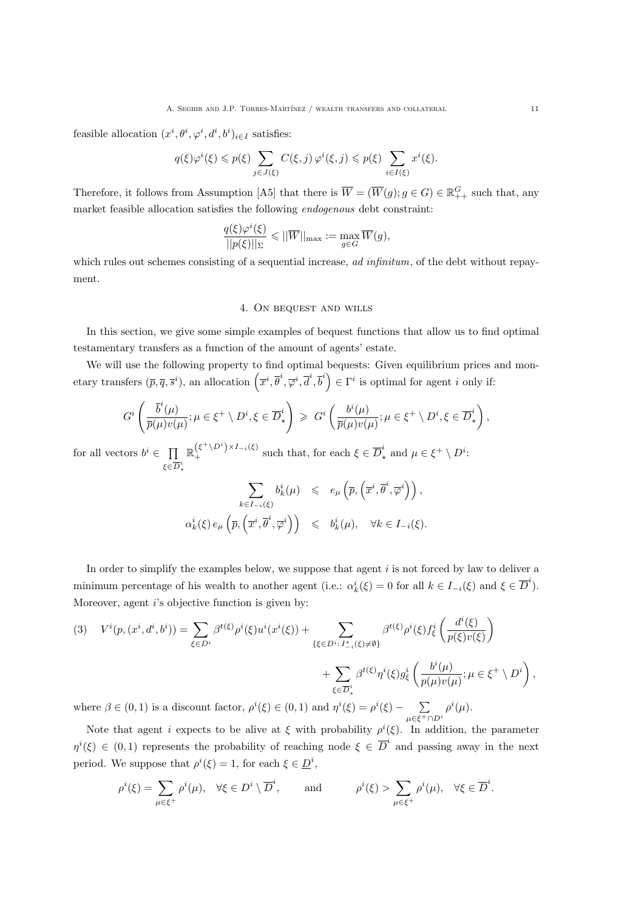feasible allocation $(x^i, \theta^i, \varphi^i, d^i, b^i)_{i\in I}$ satisfies:

$$q(\xi)\varphi^i(\xi) \leqslant p(\xi) \sum_{j\in J(\xi)} C(\xi,j)\,\varphi^i(\xi,j) \leqslant p(\xi) \sum_{i\in I(\xi)} x^i(\xi).$$

Therefore, it follows from Assumption [A5] that there is $\overline{W} = (\overline{W}(g); g\in G) \in \mathbb{R}^G_{++}$ such that, any market feasible allocation satisfies the following *endogenous* debt constraint:

$$\frac{q(\xi)\varphi^i(\xi)}{||p(\xi)||_\Sigma} \leqslant ||\overline{W}||_{\max} := \max_{g\in G} \overline{W}(g),$$

which rules out schemes consisting of a sequential increase, *ad infinitum*, of the debt without repayment.

## 4. On bequest and wills

In this section, we give some simple examples of bequest functions that allow us to find optimal testamentary transfers as a function of the amount of agents' estate.

We will use the following property to find optimal bequests: Given equilibrium prices and monetary transfers $(\overline{p}, \overline{q}, \overline{s}^i)$, an allocation $\left(\overline{x}^i, \overline{\theta}^i, \overline{\varphi}^i, \overline{d}^i, \overline{b}^i\right) \in \Gamma^i$ is optimal for agent $i$ only if:

$$G^i\left(\frac{\overline{b}^i(\mu)}{\overline{p}(\mu)v(\mu)}; \mu\in\xi^+\setminus D^i, \xi\in\overline{D}^i_\star\right) \geqslant G^i\left(\frac{b^i(\mu)}{\overline{p}(\mu)v(\mu)}; \mu\in\xi^+\setminus D^i, \xi\in\overline{D}^i_\star\right),$$

for all vectors $b^i \in \prod_{\xi\in\overline{D}^i_\star} \mathbb{R}_+^{(\xi^+\setminus D^i)\times I_{-i}(\xi)}$ such that, for each $\xi\in\overline{D}^i_\star$ and $\mu\in\xi^+\setminus D^i$:

$$\begin{aligned}
\sum_{k\in I_{-i}(\xi)} b^i_k(\mu) &\leqslant e_\mu\left(\overline{p}, \left(\overline{x}^i, \overline{\theta}^i, \overline{\varphi}^i\right)\right),\\
\alpha^i_k(\xi)\, e_\mu\left(\overline{p}, \left(\overline{x}^i, \overline{\theta}^i, \overline{\varphi}^i\right)\right) &\leqslant b^i_k(\mu), \quad \forall k\in I_{-i}(\xi).
\end{aligned}$$

In order to simplify the examples below, we suppose that agent $i$ is not forced by law to deliver a minimum percentage of his wealth to another agent (i.e.: $\alpha^i_k(\xi) = 0$ for all $k\in I_{-i}(\xi)$ and $\xi\in\overline{D}^i$). Moreover, agent $i$'s objective function is given by:

$$\begin{aligned}
(3)\quad V^i(p,(x^i,d^i,b^i)) = \sum_{\xi\in D^i} \beta^{t(\xi)}\rho^i(\xi)u^i(x^i(\xi)) + \sum_{\{\xi\in D^i:\, I^\star_{-i}(\xi)\neq\emptyset\}} \beta^{t(\xi)}\rho^i(\xi) f^i_\xi\left(\frac{d^i(\xi)}{p(\xi)v(\xi)}\right)\\
+ \sum_{\xi\in\overline{D}^i_\star} \beta^{t(\xi)}\eta^i(\xi) g^i_\xi\left(\frac{b^i(\mu)}{p(\mu)v(\mu)}; \mu\in\xi^+\setminus D^i\right),
\end{aligned}$$

where $\beta\in(0,1)$ is a discount factor, $\rho^i(\xi)\in(0,1)$ and $\eta^i(\xi) = \rho^i(\xi) - \sum_{\mu\in\xi^+\cap D^i}\rho^i(\mu)$.

Note that agent $i$ expects to be alive at $\xi$ with probability $\rho^i(\xi)$. In addition, the parameter $\eta^i(\xi)\in(0,1)$ represents the probability of reaching node $\xi\in\overline{D}^i$ and passing away in the next period. We suppose that $\rho^i(\xi) = 1$, for each $\xi\in\underline{D}^i$,

$$\rho^i(\xi) = \sum_{\mu\in\xi^+}\rho^i(\mu), \quad \forall\xi\in D^i\setminus\overline{D}^i, \qquad \text{and} \qquad \rho^i(\xi) > \sum_{\mu\in\xi^+}\rho^i(\mu), \quad \forall\xi\in\overline{D}^i.$$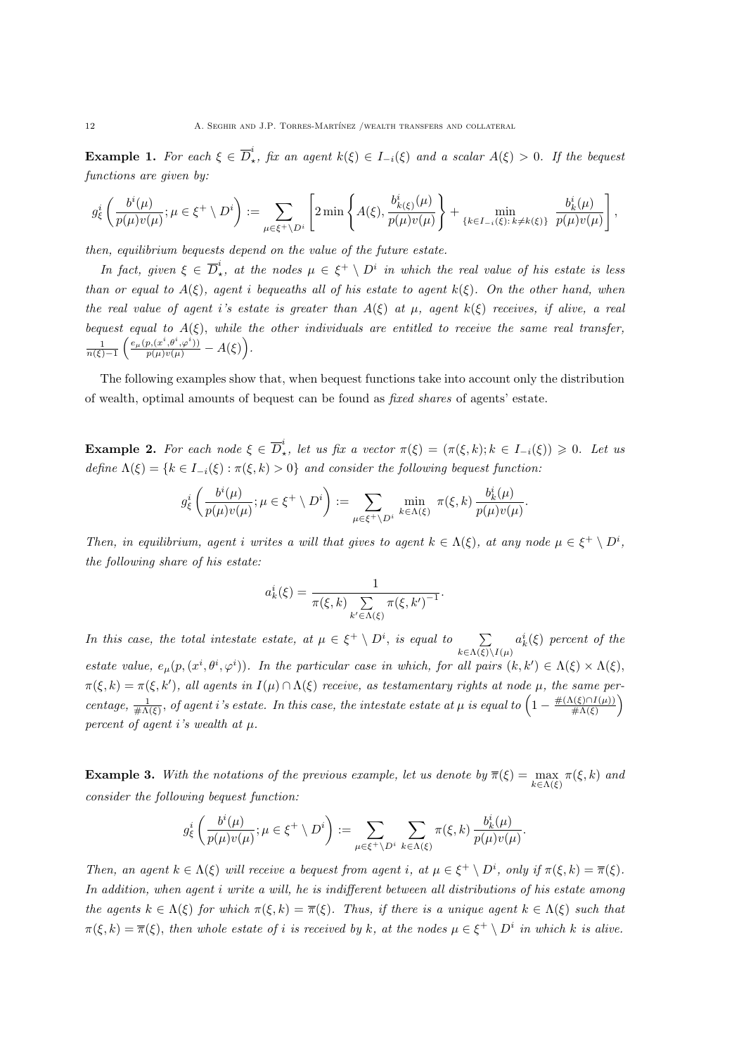**Example 1.** *For each $\xi \in \overline{D}^i_\star$, fix an agent $k(\xi) \in I_{-i}(\xi)$ and a scalar $A(\xi) > 0$. If the bequest functions are given by:*

$$g^i_\xi\left(\frac{b^i(\mu)}{p(\mu)v(\mu)}; \mu \in \xi^+ \setminus D^i\right) := \sum_{\mu \in \xi^+ \setminus D^i} \left[2 \min\left\{A(\xi), \frac{b^i_{k(\xi)}(\mu)}{p(\mu)v(\mu)}\right\} + \min_{\{k \in I_{-i}(\xi):\, k \neq k(\xi)\}} \frac{b^i_k(\mu)}{p(\mu)v(\mu)}\right],$$

*then, equilibrium bequests depend on the value of the future estate.*

*In fact, given $\xi \in \overline{D}^i_\star$, at the nodes $\mu \in \xi^+ \setminus D^i$ in which the real value of his estate is less than or equal to $A(\xi)$, agent $i$ bequeaths all of his estate to agent $k(\xi)$. On the other hand, when the real value of agent $i$'s estate is greater than $A(\xi)$ at $\mu$, agent $k(\xi)$ receives, if alive, a real bequest equal to $A(\xi)$, while the other individuals are entitled to receive the same real transfer, $\frac{1}{n(\xi)-1}\left(\frac{e_\mu(p,(x^i,\theta^i,\varphi^i))}{p(\mu)v(\mu)} - A(\xi)\right)$.*

The following examples show that, when bequest functions take into account only the distribution of wealth, optimal amounts of bequest can be found as *fixed shares* of agents' estate.

**Example 2.** *For each node $\xi \in \overline{D}^i_\star$, let us fix a vector $\pi(\xi) = (\pi(\xi,k); k \in I_{-i}(\xi)) \geqslant 0$. Let us define $\Lambda(\xi) = \{k \in I_{-i}(\xi) : \pi(\xi,k) > 0\}$ and consider the following bequest function:*

$$g^i_\xi\left(\frac{b^i(\mu)}{p(\mu)v(\mu)}; \mu \in \xi^+ \setminus D^i\right) := \sum_{\mu \in \xi^+ \setminus D^i} \min_{k \in \Lambda(\xi)} \pi(\xi,k)\, \frac{b^i_k(\mu)}{p(\mu)v(\mu)}.$$

*Then, in equilibrium, agent $i$ writes a will that gives to agent $k \in \Lambda(\xi)$, at any node $\mu \in \xi^+ \setminus D^i$, the following share of his estate:*

$$a^i_k(\xi) = \frac{1}{\pi(\xi,k) \sum_{k' \in \Lambda(\xi)} \pi(\xi,k')^{-1}}.$$

*In this case, the total intestate estate, at $\mu \in \xi^+ \setminus D^i$, is equal to $\sum_{k \in \Lambda(\xi) \setminus I(\mu)} a^i_k(\xi)$ percent of the estate value, $e_\mu(p,(x^i,\theta^i,\varphi^i))$. In the particular case in which, for all pairs $(k,k') \in \Lambda(\xi) \times \Lambda(\xi)$, $\pi(\xi,k) = \pi(\xi,k')$, all agents in $I(\mu) \cap \Lambda(\xi)$ receive, as testamentary rights at node $\mu$, the same percentage, $\frac{1}{\#\Lambda(\xi)}$, of agent $i$'s estate. In this case, the intestate estate at $\mu$ is equal to $\left(1 - \frac{\#(\Lambda(\xi) \cap I(\mu))}{\#\Lambda(\xi)}\right)$ percent of agent $i$'s wealth at $\mu$.*

**Example 3.** *With the notations of the previous example, let us denote by $\overline{\pi}(\xi) = \max_{k \in \Lambda(\xi)} \pi(\xi,k)$ and consider the following bequest function:*

$$g^i_\xi\left(\frac{b^i(\mu)}{p(\mu)v(\mu)}; \mu \in \xi^+ \setminus D^i\right) := \sum_{\mu \in \xi^+ \setminus D^i} \sum_{k \in \Lambda(\xi)} \pi(\xi,k)\, \frac{b^i_k(\mu)}{p(\mu)v(\mu)}.$$

*Then, an agent $k \in \Lambda(\xi)$ will receive a bequest from agent $i$, at $\mu \in \xi^+ \setminus D^i$, only if $\pi(\xi,k) = \overline{\pi}(\xi)$. In addition, when agent $i$ write a will, he is indifferent between all distributions of his estate among the agents $k \in \Lambda(\xi)$ for which $\pi(\xi,k) = \overline{\pi}(\xi)$. Thus, if there is a unique agent $k \in \Lambda(\xi)$ such that $\pi(\xi,k) = \overline{\pi}(\xi)$, then whole estate of $i$ is received by $k$, at the nodes $\mu \in \xi^+ \setminus D^i$ in which $k$ is alive.*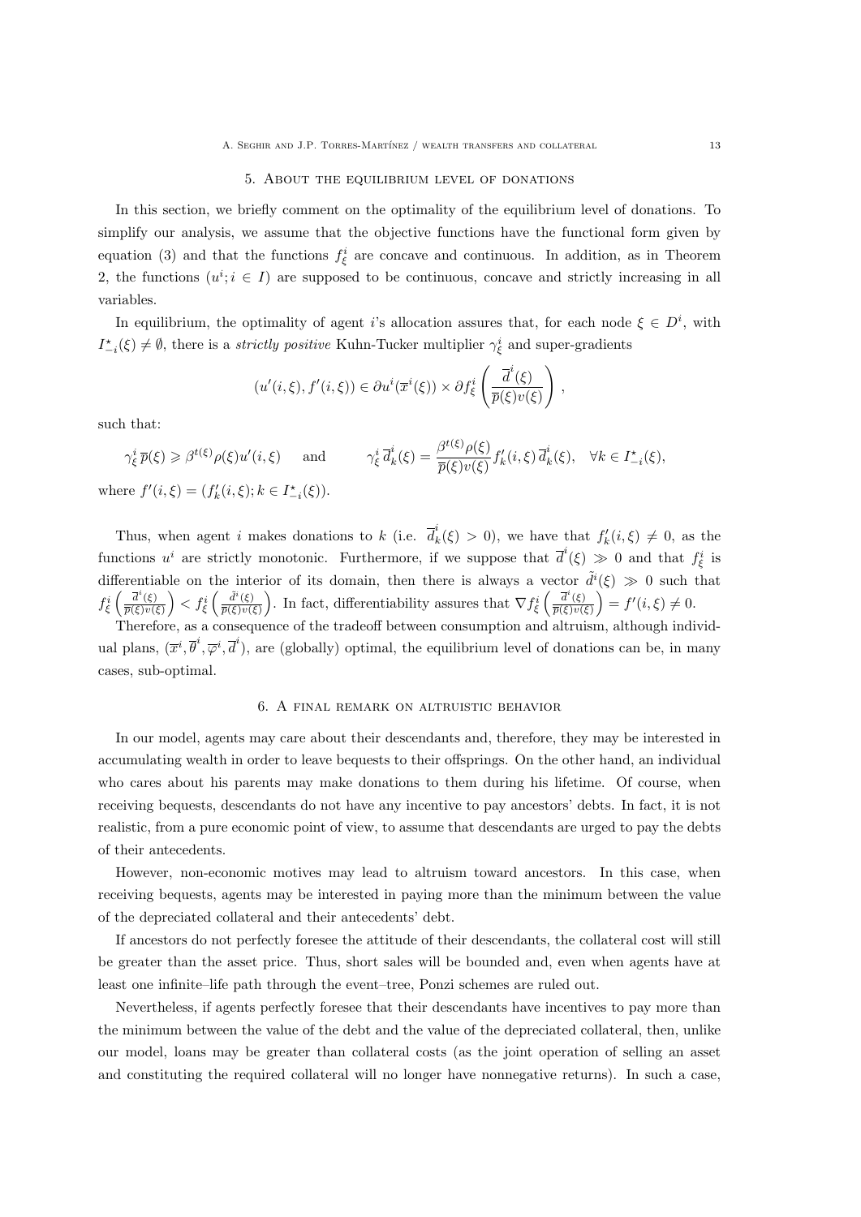## 5. About the equilibrium level of donations

In this section, we briefly comment on the optimality of the equilibrium level of donations. To simplify our analysis, we assume that the objective functions have the functional form given by equation (3) and that the functions $f_\xi^i$ are concave and continuous. In addition, as in Theorem 2, the functions $(u^i; i \in I)$ are supposed to be continuous, concave and strictly increasing in all variables.

In equilibrium, the optimality of agent $i$'s allocation assures that, for each node $\xi \in D^i$, with $I^\star_{-i}(\xi) \neq \emptyset$, there is a *strictly positive* Kuhn-Tucker multiplier $\gamma_\xi^i$ and super-gradients

$$(u'(i,\xi), f'(i,\xi)) \in \partial u^i(\overline{x}^i(\xi)) \times \partial f_\xi^i\left(\frac{\overline{d}^i(\xi)}{\overline{p}(\xi)v(\xi)}\right),$$

such that:

$$\gamma_\xi^i\, \overline{p}(\xi) \geqslant \beta^{t(\xi)}\rho(\xi) u'(i,\xi) \qquad \text{and} \qquad \gamma_\xi^i\, \overline{d}_k^i(\xi) = \frac{\beta^{t(\xi)}\rho(\xi)}{\overline{p}(\xi)v(\xi)} f_k'(i,\xi)\, \overline{d}_k^i(\xi), \quad \forall k \in I^\star_{-i}(\xi),$$

where $f'(i,\xi) = (f_k'(i,\xi); k \in I^\star_{-i}(\xi))$.

Thus, when agent $i$ makes donations to $k$ (i.e. $\overline{d}_k^i(\xi) > 0$), we have that $f_k'(i,\xi) \neq 0$, as the functions $u^i$ are strictly monotonic. Furthermore, if we suppose that $\overline{d}^i(\xi) \gg 0$ and that $f_\xi^i$ is differentiable on the interior of its domain, then there is always a vector $\tilde{d}^i(\xi) \gg 0$ such that $f_\xi^i\left(\frac{\overline{d}^i(\xi)}{\overline{p}(\xi)v(\xi)}\right) < f_\xi^i\left(\frac{\tilde{d}^i(\xi)}{\overline{p}(\xi)v(\xi)}\right)$. In fact, differentiability assures that $\nabla f_\xi^i\left(\frac{\overline{d}^i(\xi)}{\overline{p}(\xi)v(\xi)}\right) = f'(i,\xi) \neq 0$.

Therefore, as a consequence of the tradeoff between consumption and altruism, although individual plans, $(\overline{x}^i, \overline{\theta}^i, \overline{\varphi}^i, \overline{d}^i)$, are (globally) optimal, the equilibrium level of donations can be, in many cases, sub-optimal.

## 6. A final remark on altruistic behavior

In our model, agents may care about their descendants and, therefore, they may be interested in accumulating wealth in order to leave bequests to their offsprings. On the other hand, an individual who cares about his parents may make donations to them during his lifetime. Of course, when receiving bequests, descendants do not have any incentive to pay ancestors' debts. In fact, it is not realistic, from a pure economic point of view, to assume that descendants are urged to pay the debts of their antecedents.

However, non-economic motives may lead to altruism toward ancestors. In this case, when receiving bequests, agents may be interested in paying more than the minimum between the value of the depreciated collateral and their antecedents' debt.

If ancestors do not perfectly foresee the attitude of their descendants, the collateral cost will still be greater than the asset price. Thus, short sales will be bounded and, even when agents have at least one infinite–life path through the event–tree, Ponzi schemes are ruled out.

Nevertheless, if agents perfectly foresee that their descendants have incentives to pay more than the minimum between the value of the debt and the value of the depreciated collateral, then, unlike our model, loans may be greater than collateral costs (as the joint operation of selling an asset and constituting the required collateral will no longer have nonnegative returns). In such a case,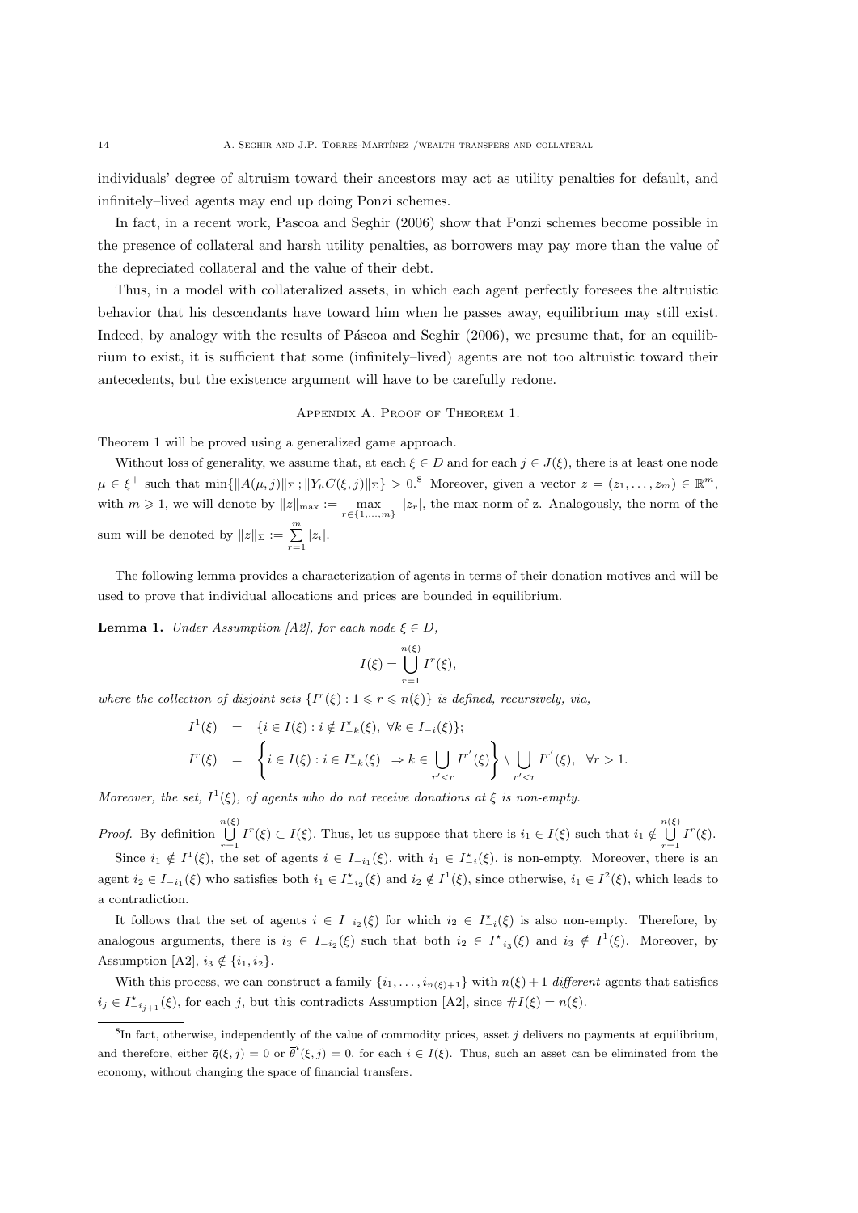individuals' degree of altruism toward their ancestors may act as utility penalties for default, and infinitely–lived agents may end up doing Ponzi schemes.

In fact, in a recent work, Pascoa and Seghir (2006) show that Ponzi schemes become possible in the presence of collateral and harsh utility penalties, as borrowers may pay more than the value of the depreciated collateral and the value of their debt.

Thus, in a model with collateralized assets, in which each agent perfectly foresees the altruistic behavior that his descendants have toward him when he passes away, equilibrium may still exist. Indeed, by analogy with the results of Páscoa and Seghir (2006), we presume that, for an equilibrium to exist, it is sufficient that some (infinitely–lived) agents are not too altruistic toward their antecedents, but the existence argument will have to be carefully redone.

## Appendix A. Proof of Theorem 1.

Theorem 1 will be proved using a generalized game approach.

Without loss of generality, we assume that, at each $\xi \in D$ and for each $j \in J(\xi)$, there is at least one node $\mu \in \xi^+$ such that $\min\{\|A(\mu, j)\|_\Sigma\,; \|Y_\mu C(\xi, j)\|_\Sigma\} > 0$.[8] Moreover, given a vector $z = (z_1, \ldots, z_m) \in \mathbb{R}^m$, with $m \geqslant 1$, we will denote by $\|z\|_{\max} := \max_{r \in \{1,\ldots,m\}} |z_r|$, the max-norm of z. Analogously, the norm of the sum will be denoted by $\|z\|_\Sigma := \sum_{r=1}^{m} |z_i|$.

The following lemma provides a characterization of agents in terms of their donation motives and will be used to prove that individual allocations and prices are bounded in equilibrium.

**Lemma 1.** *Under Assumption [A2], for each node $\xi \in D$,*

$$I(\xi) = \bigcup_{r=1}^{n(\xi)} I^r(\xi),$$

*where the collection of disjoint sets $\{I^r(\xi) : 1 \leqslant r \leqslant n(\xi)\}$ is defined, recursively, via,*

$$\begin{aligned} I^1(\xi) &= \{i \in I(\xi) : i \notin I^\star_{-k}(\xi),\ \forall k \in I_{-i}(\xi)\}; \\ I^r(\xi) &= \left\{ i \in I(\xi) : i \in I^\star_{-k}(\xi) \ \Rightarrow k \in \bigcup_{r' < r} I^{r'}(\xi) \right\} \setminus \bigcup_{r'<r} I^{r'}(\xi), \quad \forall r > 1. \end{aligned}$$

*Moreover, the set, $I^1(\xi)$, of agents who do not receive donations at $\xi$ is non-empty.*

*Proof.* By definition $\bigcup_{r=1}^{n(\xi)} I^r(\xi) \subset I(\xi)$. Thus, let us suppose that there is $i_1 \in I(\xi)$ such that $i_1 \notin \bigcup_{r=1}^{n(\xi)} I^r(\xi)$.

Since $i_1 \notin I^1(\xi)$, the set of agents $i \in I_{-i_1}(\xi)$, with $i_1 \in I^\star_{-i}(\xi)$, is non-empty. Moreover, there is an agent $i_2 \in I_{-i_1}(\xi)$ who satisfies both $i_1 \in I^\star_{-i_2}(\xi)$ and $i_2 \notin I^1(\xi)$, since otherwise, $i_1 \in I^2(\xi)$, which leads to a contradiction.

It follows that the set of agents $i \in I_{-i_2}(\xi)$ for which $i_2 \in I^\star_{-i}(\xi)$ is also non-empty. Therefore, by analogous arguments, there is $i_3 \in I_{-i_2}(\xi)$ such that both $i_2 \in I^\star_{-i_3}(\xi)$ and $i_3 \notin I^1(\xi)$. Moreover, by Assumption [A2], $i_3 \notin \{i_1, i_2\}$.

With this process, we can construct a family $\{i_1, \ldots, i_{n(\xi)+1}\}$ with $n(\xi)+1$ *different* agents that satisfies $i_j \in I^\star_{-i_{j+1}}(\xi)$, for each $j$, but this contradicts Assumption [A2], since $\#I(\xi) = n(\xi)$.

---

[8] In fact, otherwise, independently of the value of commodity prices, asset $j$ delivers no payments at equilibrium, and therefore, either $\overline{q}(\xi, j) = 0$ or $\overline{\theta}^i(\xi, j) = 0$, for each $i \in I(\xi)$. Thus, such an asset can be eliminated from the economy, without changing the space of financial transfers.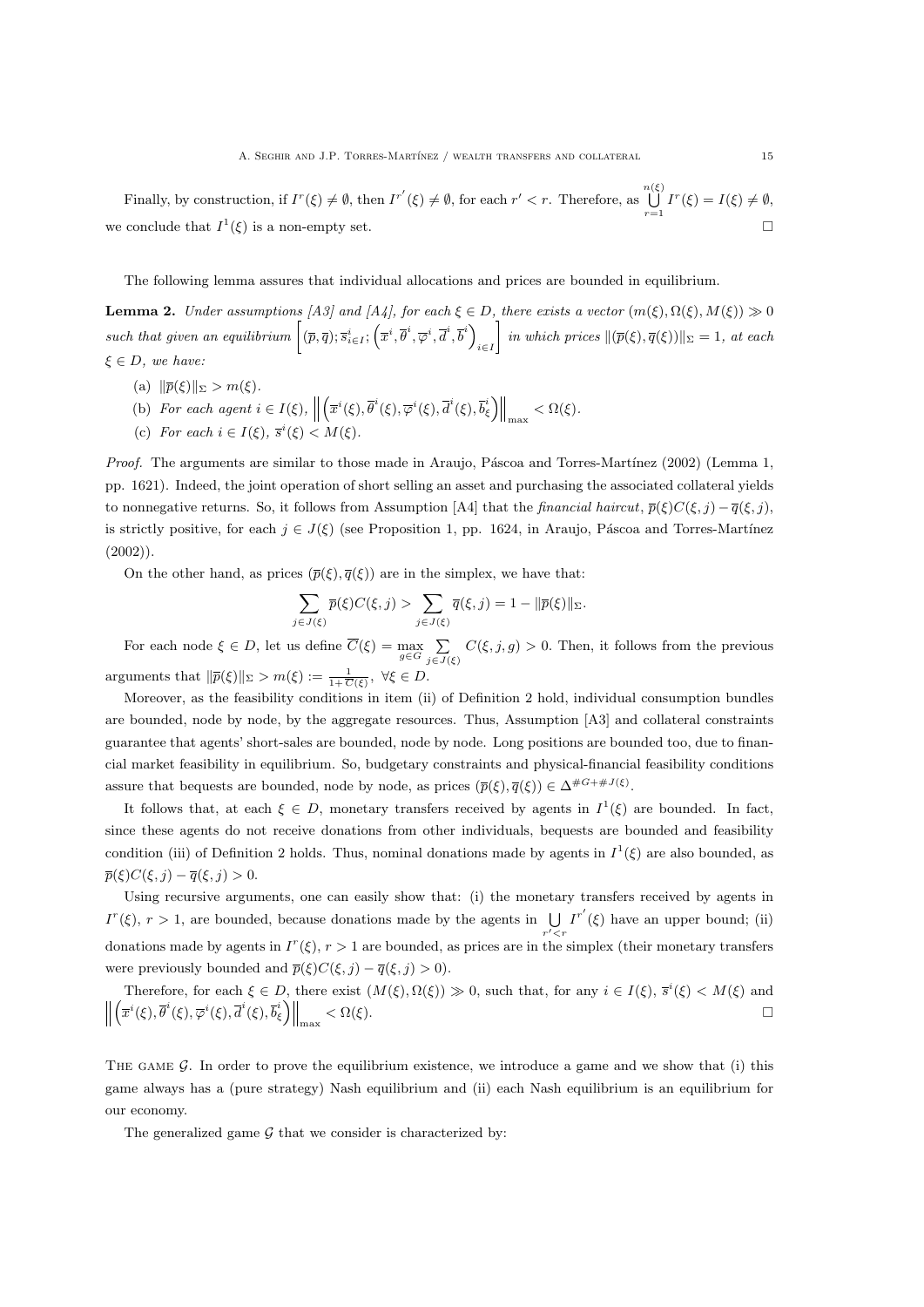Finally, by construction, if $I^r(\xi) \neq \emptyset$, then $I^{r'}(\xi) \neq \emptyset$, for each $r' < r$. Therefore, as $\bigcup_{r=1}^{n(\xi)} I^r(\xi) = I(\xi) \neq \emptyset$, we conclude that $I^1(\xi)$ is a non-empty set. □

The following lemma assures that individual allocations and prices are bounded in equilibrium.

**Lemma 2.** *Under assumptions [A3] and [A4], for each $\xi \in D$, there exists a vector $(m(\xi), \Omega(\xi), M(\xi)) \gg 0$ such that given an equilibrium $\left[(\overline{p}, \overline{q}); \overline{s}^i_{i\in I}; \left(\overline{x}^i, \overline{\theta}^i, \overline{\varphi}^i, \overline{d}^i, \overline{b}^i\right)_{i\in I}\right]$ in which prices $\|(\overline{p}(\xi), \overline{q}(\xi))\|_\Sigma = 1$, at each $\xi \in D$, we have:*

- (a) $\|\overline{p}(\xi)\|_\Sigma > m(\xi)$.
- (b) *For each agent $i \in I(\xi)$, $\left\| \left(\overline{x}^i(\xi), \overline{\theta}^i(\xi), \overline{\varphi}^i(\xi), \overline{d}^i(\xi), \overline{b}^i_\xi\right)\right\|_{\max} < \Omega(\xi)$.*
- (c) *For each $i \in I(\xi)$, $\overline{s}^i(\xi) < M(\xi)$.*

*Proof.* The arguments are similar to those made in Araujo, Páscoa and Torres-Martínez (2002) (Lemma 1, pp. 1621). Indeed, the joint operation of short selling an asset and purchasing the associated collateral yields to nonnegative returns. So, it follows from Assumption [A4] that the *financial haircut*, $\overline{p}(\xi)C(\xi, j) - \overline{q}(\xi, j)$, is strictly positive, for each $j \in J(\xi)$ (see Proposition 1, pp. 1624, in Araujo, Páscoa and Torres-Martínez (2002)).

On the other hand, as prices $(\overline{p}(\xi), \overline{q}(\xi))$ are in the simplex, we have that:

$$\sum_{j\in J(\xi)} \overline{p}(\xi)C(\xi, j) > \sum_{j\in J(\xi)} \overline{q}(\xi, j) = 1 - \|\overline{p}(\xi)\|_\Sigma.$$

For each node $\xi \in D$, let us define $\overline{C}(\xi) = \max_{g\in G} \sum_{j\in J(\xi)} C(\xi, j, g) > 0$. Then, it follows from the previous arguments that $\|\overline{p}(\xi)\|_\Sigma > m(\xi) := \frac{1}{1+\overline{C}(\xi)}$, $\forall \xi \in D$.

Moreover, as the feasibility conditions in item (ii) of Definition 2 hold, individual consumption bundles are bounded, node by node, by the aggregate resources. Thus, Assumption [A3] and collateral constraints guarantee that agents' short-sales are bounded, node by node. Long positions are bounded too, due to financial market feasibility in equilibrium. So, budgetary constraints and physical-financial feasibility conditions assure that bequests are bounded, node by node, as prices $(\overline{p}(\xi), \overline{q}(\xi)) \in \Delta^{\#G+\#J(\xi)}$.

It follows that, at each $\xi \in D$, monetary transfers received by agents in $I^1(\xi)$ are bounded. In fact, since these agents do not receive donations from other individuals, bequests are bounded and feasibility condition (iii) of Definition 2 holds. Thus, nominal donations made by agents in $I^1(\xi)$ are also bounded, as $\overline{p}(\xi)C(\xi, j) - \overline{q}(\xi, j) > 0$.

Using recursive arguments, one can easily show that: (i) the monetary transfers received by agents in $I^r(\xi)$, $r > 1$, are bounded, because donations made by the agents in $\bigcup_{r'<r} I^{r'}(\xi)$ have an upper bound; (ii) donations made by agents in $I^r(\xi)$, $r > 1$ are bounded, as prices are in the simplex (their monetary transfers were previously bounded and $\overline{p}(\xi)C(\xi, j) - \overline{q}(\xi, j) > 0$).

Therefore, for each $\xi \in D$, there exist $(M(\xi), \Omega(\xi)) \gg 0$, such that, for any $i \in I(\xi)$, $\overline{s}^i(\xi) < M(\xi)$ and $\left\|\left(\overline{x}^i(\xi), \overline{\theta}^i(\xi), \overline{\varphi}^i(\xi), \overline{d}^i(\xi), \overline{b}^i_\xi\right)\right\|_{\max} < \Omega(\xi)$. □

THE GAME $\mathcal{G}$. In order to prove the equilibrium existence, we introduce a game and we show that (i) this game always has a (pure strategy) Nash equilibrium and (ii) each Nash equilibrium is an equilibrium for our economy.

The generalized game $\mathcal{G}$ that we consider is characterized by: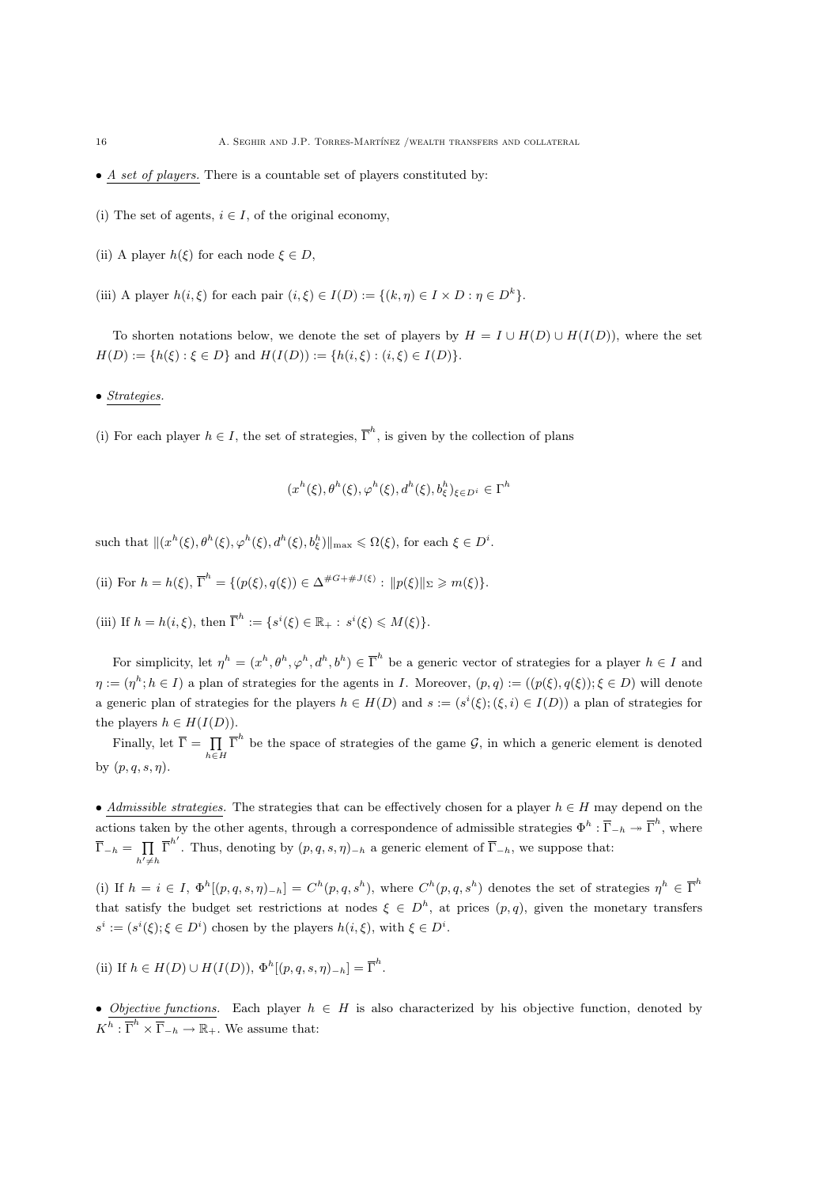• <u>A set of players.</u> There is a countable set of players constituted by:

(i) The set of agents, $i \in I$, of the original economy,

(ii) A player $h(\xi)$ for each node $\xi \in D$,

(iii) A player $h(i,\xi)$ for each pair $(i,\xi) \in I(D) := \{(k,\eta) \in I \times D : \eta \in D^k\}$.

To shorten notations below, we denote the set of players by $H = I \cup H(D) \cup H(I(D))$, where the set $H(D) := \{h(\xi) : \xi \in D\}$ and $H(I(D)) := \{h(i,\xi) : (i,\xi) \in I(D)\}$.

• <u>Strategies.</u>

(i) For each player $h \in I$, the set of strategies, $\overline{\Gamma}^h$, is given by the collection of plans

$$(x^h(\xi), \theta^h(\xi), \varphi^h(\xi), d^h(\xi), b^h_\xi)_{\xi \in D^i} \in \Gamma^h$$

such that $\|(x^h(\xi), \theta^h(\xi), \varphi^h(\xi), d^h(\xi), b^h_\xi)\|_{\max} \leqslant \Omega(\xi)$, for each $\xi \in D^i$.

(ii) For $h = h(\xi)$, $\overline{\Gamma}^h = \{(p(\xi), q(\xi)) \in \Delta^{\#G + \#J(\xi)} : \|p(\xi)\|_\Sigma \geqslant m(\xi)\}$.

(iii) If $h = h(i,\xi)$, then $\overline{\Gamma}^h := \{s^i(\xi) \in \mathbb{R}_+ : s^i(\xi) \leqslant M(\xi)\}$.

For simplicity, let $\eta^h = (x^h, \theta^h, \varphi^h, d^h, b^h) \in \overline{\Gamma}^h$ be a generic vector of strategies for a player $h \in I$ and $\eta := (\eta^h; h \in I)$ a plan of strategies for the agents in $I$. Moreover, $(p,q) := ((p(\xi), q(\xi)); \xi \in D)$ will denote a generic plan of strategies for the players $h \in H(D)$ and $s := (s^i(\xi); (\xi, i) \in I(D))$ a plan of strategies for the players $h \in H(I(D))$.

Finally, let $\overline{\Gamma} = \prod_{h \in H} \overline{\Gamma}^h$ be the space of strategies of the game $\mathcal{G}$, in which a generic element is denoted by $(p,q,s,\eta)$.

• <u>Admissible strategies.</u> The strategies that can be effectively chosen for a player $h \in H$ may depend on the actions taken by the other agents, through a correspondence of admissible strategies $\Phi^h : \overline{\Gamma}_{-h} \twoheadrightarrow \overline{\Gamma}^h$, where $\overline{\Gamma}_{-h} = \prod_{h' \neq h} \overline{\Gamma}^{h'}$. Thus, denoting by $(p,q,s,\eta)_{-h}$ a generic element of $\overline{\Gamma}_{-h}$, we suppose that:

(i) If $h = i \in I$, $\Phi^h[(p,q,s,\eta)_{-h}] = C^h(p,q,s^h)$, where $C^h(p,q,s^h)$ denotes the set of strategies $\eta^h \in \overline{\Gamma}^h$ that satisfy the budget set restrictions at nodes $\xi \in D^h$, at prices $(p,q)$, given the monetary transfers $s^i := (s^i(\xi); \xi \in D^i)$ chosen by the players $h(i,\xi)$, with $\xi \in D^i$.

(ii) If $h \in H(D) \cup H(I(D))$, $\Phi^h[(p,q,s,\eta)_{-h}] = \overline{\Gamma}^h$.

• <u>Objective functions.</u> Each player $h \in H$ is also characterized by his objective function, denoted by $K^h : \overline{\Gamma}^h \times \overline{\Gamma}_{-h} \to \mathbb{R}_+$. We assume that: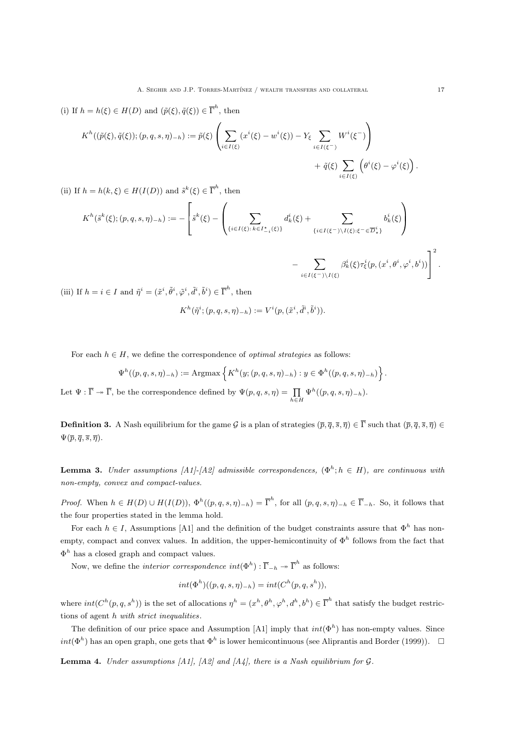(i) If $h = h(\xi) \in H(D)$ and $(\tilde{p}(\xi), \tilde{q}(\xi)) \in \overline{\Gamma}^h$, then

$$K^h((\tilde{p}(\xi), \tilde{q}(\xi)); (p,q,s,\eta)_{-h}) := \tilde{p}(\xi) \left( \sum_{i \in I(\xi)} (x^i(\xi) - w^i(\xi)) - Y_\xi \sum_{i \in I(\xi^-)} W^i(\xi^-) \right) + \tilde{q}(\xi) \sum_{i \in I(\xi)} \left( \theta^i(\xi) - \varphi^i(\xi) \right).$$

(ii) If $h = h(k, \xi) \in H(I(D))$ and $\tilde{s}^k(\xi) \in \overline{\Gamma}^h$, then

$$K^h(\tilde{s}^k(\xi); (p,q,s,\eta)_{-h}) := - \left[ \tilde{s}^k(\xi) - \left( \sum_{\{i \in I(\xi) : \, k \in I^\star_{-i}(\xi)\}} d^i_k(\xi) + \sum_{\{i \in I(\xi^-) \setminus I(\xi) : \xi^- \in \overline{D}^i_\star\}} b^i_k(\xi) \right) - \sum_{i \in I(\xi^-) \setminus I(\xi)} \beta^i_k(\xi) \tau^i_\xi(p, (x^i, \theta^i, \varphi^i, b^i)) \right]^2.$$

(iii) If $h = i \in I$ and $\tilde{\eta}^i = (\tilde{x}^i, \tilde{\theta}^i, \tilde{\varphi}^i, \tilde{d}^i, \tilde{b}^i) \in \overline{\Gamma}^h$, then

$$K^h(\tilde{\eta}^i; (p,q,s,\eta)_{-h}) := V^i(p, (\tilde{x}^i, \tilde{d}^i, \tilde{b}^i)).$$

For each $h \in H$, we define the correspondence of *optimal strategies* as follows:

$$\Psi^h((p,q,s,\eta)_{-h}) := \operatorname{Argmax} \left\{ K^h(y; (p,q,s,\eta)_{-h}) : y \in \Phi^h((p,q,s,\eta)_{-h}) \right\}.$$

Let $\Psi : \overline{\Gamma} \twoheadrightarrow \overline{\Gamma}$, be the correspondence defined by $\Psi(p,q,s,\eta) = \prod_{h \in H} \Psi^h((p,q,s,\eta)_{-h})$.

**Definition 3.** A Nash equilibrium for the game $\mathcal{G}$ is a plan of strategies $(\overline{p}, \overline{q}, \overline{s}, \overline{\eta}) \in \overline{\Gamma}$ such that $(\overline{p}, \overline{q}, \overline{s}, \overline{\eta}) \in \Psi(\overline{p}, \overline{q}, \overline{s}, \overline{\eta})$.

**Lemma 3.** *Under assumptions [A1]-[A2] admissible correspondences, $(\Phi^h; h \in H)$, are continuous with non-empty, convex and compact-values.*

*Proof.* When $h \in H(D) \cup H(I(D))$, $\Phi^h((p,q,s,\eta)_{-h}) = \overline{\Gamma}^h$, for all $(p,q,s,\eta)_{-h} \in \overline{\Gamma}_{-h}$. So, it follows that the four properties stated in the lemma hold.

For each $h \in I$, Assumptions [A1] and the definition of the budget constraints assure that $\Phi^h$ has non-empty, compact and convex values. In addition, the upper-hemicontinuity of $\Phi^h$ follows from the fact that $\Phi^h$ has a closed graph and compact values.

Now, we define the *interior correspondence* $int(\Phi^h) : \overline{\Gamma}_{-h} \twoheadrightarrow \overline{\Gamma}^h$ as follows:

$$int(\Phi^h)((p,q,s,\eta)_{-h}) = int(C^h(p,q,s^h)),$$

where $int(C^h(p,q,s^h))$ is the set of allocations $\eta^h = (x^h, \theta^h, \varphi^h, d^h, b^h) \in \overline{\Gamma}^h$ that satisfy the budget restrictions of agent $h$ *with strict inequalities*.

The definition of our price space and Assumption [A1] imply that $int(\Phi^h)$ has non-empty values. Since $int(\Phi^h)$ has an open graph, one gets that $\Phi^h$ is lower hemicontinuous (see Aliprantis and Border (1999)). $\square$

**Lemma 4.** *Under assumptions [A1], [A2] and [A4], there is a Nash equilibrium for $\mathcal{G}$.*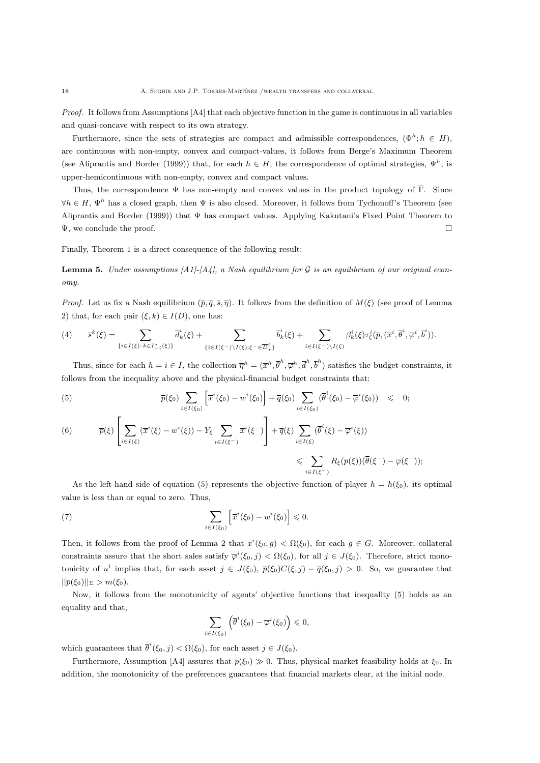*Proof.* It follows from Assumptions [A4] that each objective function in the game is continuous in all variables and quasi-concave with respect to its own strategy.

Furthermore, since the sets of strategies are compact and admissible correspondences, $(\Phi^h; h \in H)$, are continuous with non-empty, convex and compact-values, it follows from Berge's Maximum Theorem (see Aliprantis and Border (1999)) that, for each $h \in H$, the correspondence of optimal strategies, $\Psi^h$, is upper-hemicontinuous with non-empty, convex and compact values.

Thus, the correspondence $\Psi$ has non-empty and convex values in the product topology of $\overline{\Gamma}$. Since $\forall h \in H$, $\Psi^h$ has a closed graph, then $\Psi$ is also closed. Moreover, it follows from Tychonoff's Theorem (see Aliprantis and Border (1999)) that $\Psi$ has compact values. Applying Kakutani's Fixed Point Theorem to $\Psi$, we conclude the proof. □

Finally, Theorem 1 is a direct consequence of the following result:

**Lemma 5.** *Under assumptions [A1]-[A4], a Nash equilibrium for $\mathcal{G}$ is an equilibrium of our original economy.*

*Proof.* Let us fix a Nash equilibrium $(\overline{p}, \overline{q}, \overline{s}, \overline{\eta})$. It follows from the definition of $M(\xi)$ (see proof of Lemma 2) that, for each pair $(\xi, k) \in I(D)$, one has:

$$\overline{s}^k(\xi) = \sum_{\{i \in I(\xi):\, k \in I^\star_{-i}(\xi)\}} \overline{d}^i_k(\xi) + \sum_{\{i \in I(\xi^-) \setminus I(\xi):\, \xi^- \in \overline{D}^i_\star\}} \overline{b}^i_k(\xi) + \sum_{i \in I(\xi^-) \setminus I(\xi)} \beta^i_k(\xi) \tau^i_\xi(\overline{p}, (\overline{x}^i, \overline{\theta}^i, \overline{\varphi}^i, \overline{b}^i)). \tag{4}$$

Thus, since for each $h = i \in I$, the collection $\overline{\eta}^h = (\overline{x}^h, \overline{\theta}^h, \overline{\varphi}^h, \overline{d}^h, \overline{b}^h)$ satisfies the budget constraints, it follows from the inequality above and the physical-financial budget constraints that:

$$\overline{p}(\xi_0) \sum_{i \in I(\xi_0)} \left[\overline{x}^i(\xi_0) - w^i(\xi_0)\right] + \overline{q}(\xi_0) \sum_{i \in I(\xi_0)} (\overline{\theta}^i(\xi_0) - \overline{\varphi}^i(\xi_0)) \leqslant 0; \tag{5}$$

$$\overline{p}(\xi) \left[\sum_{i \in I(\xi)} (\overline{x}^i(\xi) - w^i(\xi)) - Y_\xi \sum_{i \in I(\xi^-)} \overline{x}^i(\xi^-)\right] + \overline{q}(\xi) \sum_{i \in I(\xi)} (\overline{\theta}^i(\xi) - \overline{\varphi}^i(\xi)) \leqslant \sum_{i \in I(\xi^-)} R_\xi(\overline{p}(\xi))(\overline{\theta}(\xi^-) - \overline{\varphi}(\xi^-)); \tag{6}$$

As the left-hand side of equation (5) represents the objective function of player $h = h(\xi_0)$, its optimal value is less than or equal to zero. Thus,

$$\sum_{i \in I(\xi_0)} \left[\overline{x}^i(\xi_0) - w^i(\xi_0)\right] \leqslant 0. \tag{7}$$

Then, it follows from the proof of Lemma 2 that $\overline{x}^i(\xi_0, g) < \Omega(\xi_0)$, for each $g \in G$. Moreover, collateral constraints assure that the short sales satisfy $\overline{\varphi}^i(\xi_0, j) < \Omega(\xi_0)$, for all $j \in J(\xi_0)$. Therefore, strict monotonicity of $u^i$ implies that, for each asset $j \in J(\xi_0)$, $\overline{p}(\xi_0)C(\xi, j) - \overline{q}(\xi_0, j) > 0$. So, we guarantee that $\|\overline{p}(\xi_0)\|_\Sigma > m(\xi_0)$.

Now, it follows from the monotonicity of agents' objective functions that inequality (5) holds as an equality and that,

$$\sum_{i \in I(\xi_0)} \left(\overline{\theta}^i(\xi_0) - \overline{\varphi}^i(\xi_0)\right) \leqslant 0,$$

which guarantees that $\overline{\theta}^i(\xi_0, j) < \Omega(\xi_0)$, for each asset $j \in J(\xi_0)$.

Furthermore, Assumption [A4] assures that $\overline{p}(\xi_0) \gg 0$. Thus, physical market feasibility holds at $\xi_0$. In addition, the monotonicity of the preferences guarantees that financial markets clear, at the initial node.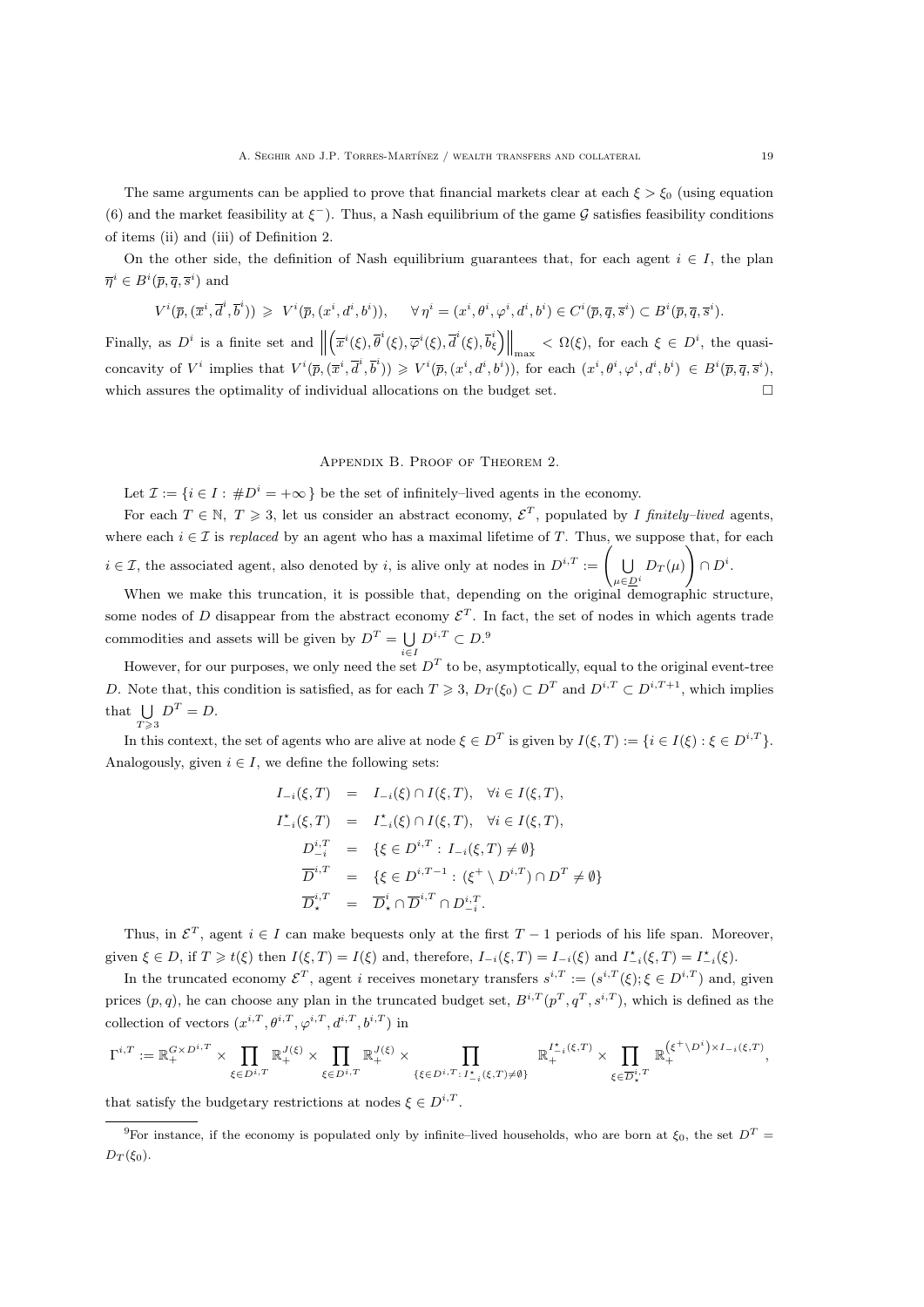The same arguments can be applied to prove that financial markets clear at each $\xi > \xi_0$ (using equation (6) and the market feasibility at $\xi^-$). Thus, a Nash equilibrium of the game $\mathcal{G}$ satisfies feasibility conditions of items (ii) and (iii) of Definition 2.

On the other side, the definition of Nash equilibrium guarantees that, for each agent $i \in I$, the plan $\overline{\eta}^i \in B^i(\overline{p}, \overline{q}, \overline{s}^i)$ and

$$V^i(\overline{p}, (\overline{x}^i, \overline{d}^i, \overline{b}^i)) \geqslant V^i(\overline{p}, (x^i, d^i, b^i)), \qquad \forall\, \eta^i = (x^i, \theta^i, \varphi^i, d^i, b^i) \in C^i(\overline{p}, \overline{q}, \overline{s}^i) \subset B^i(\overline{p}, \overline{q}, \overline{s}^i).$$

Finally, as $D^i$ is a finite set and $\left\| \left( \overline{x}^i(\xi), \overline{\theta}^i(\xi), \overline{\varphi}^i(\xi), \overline{d}^i(\xi), \overline{b}^i_\xi \right) \right\|_{\max} < \Omega(\xi)$, for each $\xi \in D^i$, the quasi-concavity of $V^i$ implies that $V^i(\overline{p}, (\overline{x}^i, \overline{d}^i, \overline{b}^i)) \geqslant V^i(\overline{p}, (x^i, d^i, b^i))$, for each $(x^i, \theta^i, \varphi^i, d^i, b^i) \in B^i(\overline{p}, \overline{q}, \overline{s}^i)$, which assures the optimality of individual allocations on the budget set. $\square$

## Appendix B. Proof of Theorem 2.

Let $\mathcal{I} := \{i \in I : \#D^i = +\infty\}$ be the set of infinitely–lived agents in the economy.

For each $T \in \mathbb{N}$, $T \geqslant 3$, let us consider an abstract economy, $\mathcal{E}^T$, populated by $I$ *finitely–lived* agents, where each $i \in \mathcal{I}$ is *replaced* by an agent who has a maximal lifetime of $T$. Thus, we suppose that, for each $i \in \mathcal{I}$, the associated agent, also denoted by $i$, is alive only at nodes in $D^{i,T} := \left( \bigcup_{\mu \in \underline{D}^i} D_T(\mu) \right) \cap D^i$.

When we make this truncation, it is possible that, depending on the original demographic structure, some nodes of $D$ disappear from the abstract economy $\mathcal{E}^T$. In fact, the set of nodes in which agents trade commodities and assets will be given by $D^T = \bigcup_{i \in I} D^{i,T} \subset D$.[9]

However, for our purposes, we only need the set $D^T$ to be, asymptotically, equal to the original event-tree $D$. Note that, this condition is satisfied, as for each $T \geqslant 3$, $D_T(\xi_0) \subset D^T$ and $D^{i,T} \subset D^{i,T+1}$, which implies that $\bigcup_{T \geqslant 3} D^T = D$.

In this context, the set of agents who are alive at node $\xi \in D^T$ is given by $I(\xi, T) := \{i \in I(\xi) : \xi \in D^{i,T}\}$. Analogously, given $i \in I$, we define the following sets:

$$\begin{aligned}
I_{-i}(\xi, T) &= I_{-i}(\xi) \cap I(\xi, T), \quad \forall i \in I(\xi, T), \\
I^\star_{-i}(\xi, T) &= I^\star_{-i}(\xi) \cap I(\xi, T), \quad \forall i \in I(\xi, T), \\
D^{i,T}_{-i} &= \{\xi \in D^{i,T} : I_{-i}(\xi, T) \neq \emptyset\} \\
\overline{D}^{i,T} &= \{\xi \in D^{i,T-1} : (\xi^+ \setminus D^{i,T}) \cap D^T \neq \emptyset\} \\
\overline{D}^{i,T}_\star &= \overline{D}^i_\star \cap \overline{D}^{i,T} \cap D^{i,T}_{-i}.
\end{aligned}$$

Thus, in $\mathcal{E}^T$, agent $i \in I$ can make bequests only at the first $T-1$ periods of his life span. Moreover, given $\xi \in D$, if $T \geqslant t(\xi)$ then $I(\xi, T) = I(\xi)$ and, therefore, $I_{-i}(\xi, T) = I_{-i}(\xi)$ and $I^\star_{-i}(\xi, T) = I^\star_{-i}(\xi)$.

In the truncated economy $\mathcal{E}^T$, agent $i$ receives monetary transfers $s^{i,T} := (s^{i,T}(\xi); \xi \in D^{i,T})$ and, given prices $(p, q)$, he can choose any plan in the truncated budget set, $B^{i,T}(p^T, q^T, s^{i,T})$, which is defined as the collection of vectors $(x^{i,T}, \theta^{i,T}, \varphi^{i,T}, d^{i,T}, b^{i,T})$ in

$$\Gamma^{i,T} := \mathbb{R}^{G \times D^{i,T}}_+ \times \prod_{\xi \in D^{i,T}} \mathbb{R}^{J(\xi)}_+ \times \prod_{\xi \in D^{i,T}} \mathbb{R}^{J(\xi)}_+ \times \prod_{\{\xi \in D^{i,T} : I^\star_{-i}(\xi, T) \neq \emptyset\}} \mathbb{R}^{I^\star_{-i}(\xi, T)}_+ \times \prod_{\xi \in \overline{D}^{i,T}_\star} \mathbb{R}^{\left(\xi^+ \setminus D^i\right) \times I_{-i}(\xi, T)}_+,$$

that satisfy the budgetary restrictions at nodes $\xi \in D^{i,T}$.

[9] For instance, if the economy is populated only by infinite–lived households, who are born at $\xi_0$, the set $D^T = D_T(\xi_0)$.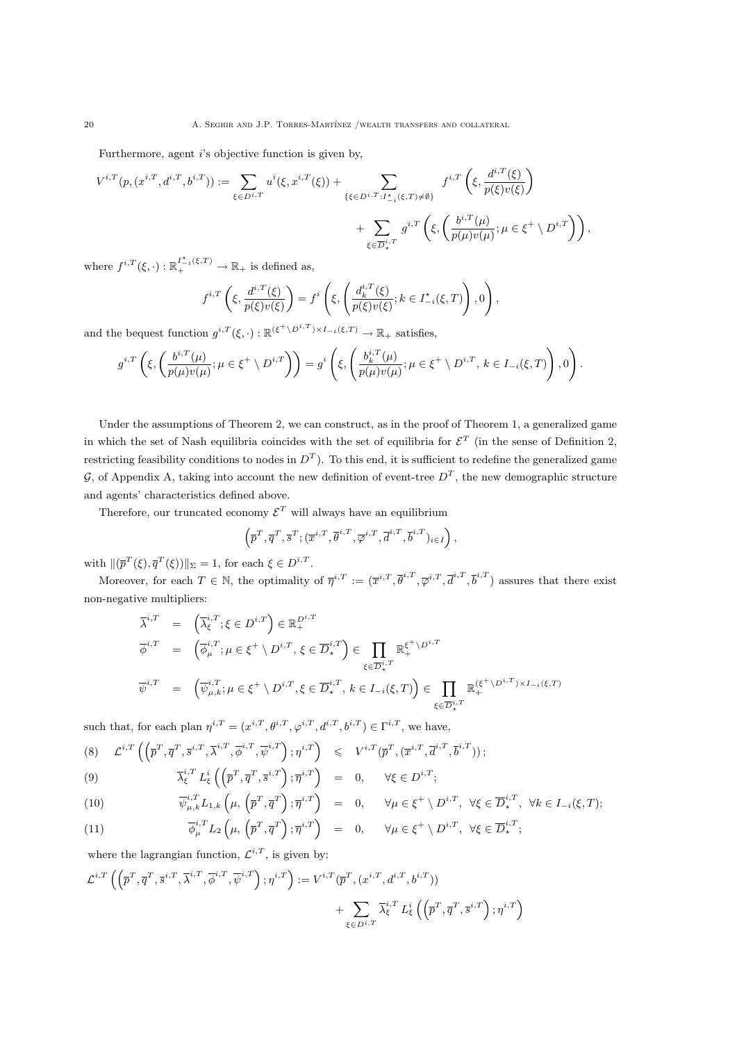Furthermore, agent $i$'s objective function is given by,

$$V^{i,T}(p,(x^{i,T},d^{i,T},b^{i,T})) := \sum_{\xi\in D^{i,T}} u^i(\xi,x^{i,T}(\xi)) + \sum_{\{\xi\in D^{i,T}:I^\star_{-i}(\xi,T)\neq\emptyset\}} f^{i,T}\left(\xi,\frac{d^{i,T}(\xi)}{p(\xi)v(\xi)}\right)$$

$$+\sum_{\xi\in\overline{D}^{i,T}_\star} g^{i,T}\left(\xi,\left(\frac{b^{i,T}(\mu)}{p(\mu)v(\mu)};\mu\in\xi^+\setminus D^{i,T}\right)\right),$$

where $f^{i,T}(\xi,\cdot):\mathbb{R}^{I^\star_{-i}(\xi,T)}_+\to\mathbb{R}_+$ is defined as,

$$f^{i,T}\left(\xi,\frac{d^{i,T}(\xi)}{p(\xi)v(\xi)}\right) = f^i\left(\xi,\left(\frac{d^{i,T}_k(\xi)}{p(\xi)v(\xi)};k\in I^\star_{-i}(\xi,T)\right),0\right),$$

and the bequest function $g^{i,T}(\xi,\cdot):\mathbb{R}^{(\xi^+\setminus D^{i,T})\times I_{-i}(\xi,T)}\to\mathbb{R}_+$ satisfies,

$$g^{i,T}\left(\xi,\left(\frac{b^{i,T}(\mu)}{p(\mu)v(\mu)};\mu\in\xi^+\setminus D^{i,T}\right)\right) = g^i\left(\xi,\left(\frac{b^{i,T}_k(\mu)}{p(\mu)v(\mu)};\mu\in\xi^+\setminus D^{i,T},\,k\in I_{-i}(\xi,T)\right),0\right).$$

Under the assumptions of Theorem 2, we can construct, as in the proof of Theorem 1, a generalized game in which the set of Nash equilibria coincides with the set of equilibria for $\mathcal{E}^T$ (in the sense of Definition 2, restricting feasibility conditions to nodes in $D^T$). To this end, it is sufficient to redefine the generalized game $\mathcal{G}$, of Appendix A, taking into account the new definition of event-tree $D^T$, the new demographic structure and agents' characteristics defined above.

Therefore, our truncated economy $\mathcal{E}^T$ will always have an equilibrium

$$\left(\overline{p}^T,\overline{q}^T,\overline{s}^T;(\overline{x}^{i,T},\overline{\theta}^{i,T},\overline{\varphi}^{i,T},\overline{d}^{i,T},\overline{b}^{i,T})_{i\in I}\right),$$

with $\|(\overline{p}^T(\xi),\overline{q}^T(\xi))\|_\Sigma=1$, for each $\xi\in D^{i,T}$.

Moreover, for each $T\in\mathbb{N}$, the optimality of $\overline{\eta}^{i,T}:=(\overline{x}^{i,T},\overline{\theta}^{i,T},\overline{\varphi}^{i,T},\overline{d}^{i,T},\overline{b}^{i,T})$ assures that there exist non-negative multipliers:

$$\begin{aligned}
\overline{\lambda}^{i,T} &= \left(\overline{\lambda}^{i,T}_\xi;\xi\in D^{i,T}\right)\in\mathbb{R}^{D^{i,T}}_+\\
\overline{\phi}^{i,T} &= \left(\overline{\phi}^{i,T}_\mu;\mu\in\xi^+\setminus D^{i,T},\,\xi\in\overline{D}^{i,T}_\star\right)\in\prod_{\xi\in\overline{D}^{i,T}_\star}\mathbb{R}^{\xi^+\setminus D^{i,T}}_+\\
\overline{\psi}^{i,T} &= \left(\overline{\psi}^{i,T}_{\mu,k};\mu\in\xi^+\setminus D^{i,T},\xi\in\overline{D}^{i,T}_\star,\,k\in I_{-i}(\xi,T)\right)\in\prod_{\xi\in\overline{D}^{i,T}_\star}\mathbb{R}^{(\xi^+\setminus D^{i,T})\times I_{-i}(\xi,T)}_+
\end{aligned}$$

such that, for each plan $\eta^{i,T}=(x^{i,T},\theta^{i,T},\varphi^{i,T},d^{i,T},b^{i,T})\in\Gamma^{i,T}$, we have,

$$\begin{aligned}
&(8)\quad \mathcal{L}^{i,T}\left(\left(\overline{p}^T,\overline{q}^T,\overline{s}^{i,T},\overline{\lambda}^{i,T},\overline{\phi}^{i,T},\overline{\psi}^{i,T}\right);\eta^{i,T}\right) \leqslant V^{i,T}(\overline{p}^T,(\overline{x}^{i,T},\overline{d}^{i,T},\overline{b}^{i,T}));\\
&(9)\quad \overline{\lambda}^{i,T}_\xi\,L^i_\xi\left(\left(\overline{p}^T,\overline{q}^T,\overline{s}^{i,T}\right);\overline{\eta}^{i,T}\right) = 0,\quad \forall\xi\in D^{i,T};\\
&(10)\quad \overline{\psi}^{i,T}_{\mu,k}L_{1,k}\left(\mu,\left(\overline{p}^T,\overline{q}^T\right);\overline{\eta}^{i,T}\right) = 0,\quad \forall\mu\in\xi^+\setminus D^{i,T},\ \forall\xi\in\overline{D}^{i,T}_\star,\ \forall k\in I_{-i}(\xi,T);\\
&(11)\quad \overline{\phi}^{i,T}_\mu L_2\left(\mu,\left(\overline{p}^T,\overline{q}^T\right);\overline{\eta}^{i,T}\right) = 0,\quad \forall\mu\in\xi^+\setminus D^{i,T},\ \forall\xi\in\overline{D}^{i,T}_\star;
\end{aligned}$$

where the lagrangian function, $\mathcal{L}^{i,T}$, is given by:

$$\mathcal{L}^{i,T}\left(\left(\overline{p}^T,\overline{q}^T,\overline{s}^{i,T},\overline{\lambda}^{i,T},\overline{\phi}^{i,T},\overline{\psi}^{i,T}\right);\eta^{i,T}\right) := V^{i,T}(\overline{p}^T,(x^{i,T},d^{i,T},b^{i,T}))$$

$$+\sum_{\xi\in D^{i,T}}\overline{\lambda}^{i,T}_\xi\,L^i_\xi\left(\left(\overline{p}^T,\overline{q}^T,\overline{s}^{i,T}\right);\eta^{i,T}\right)$$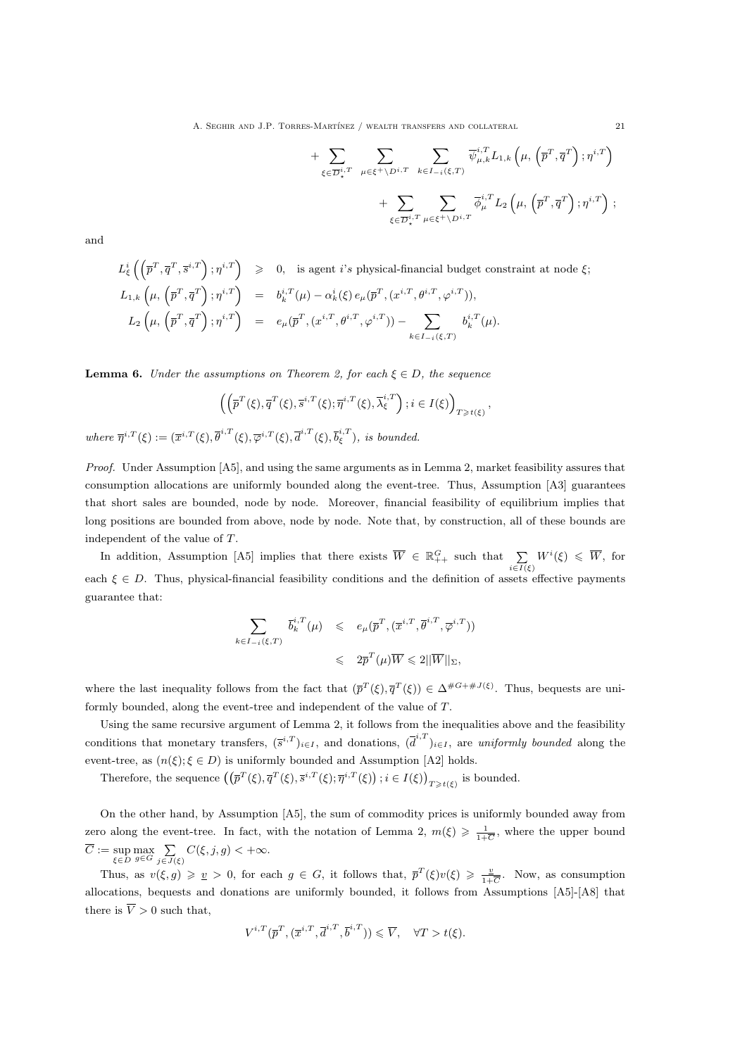$$+ \sum_{\xi \in \overline{D}^{i,T}_{\star}} \sum_{\mu \in \xi^+ \setminus D^{i,T}} \sum_{k \in I_{-i}(\xi,T)} \overline{\psi}^{i,T}_{\mu,k} L_{1,k}\left(\mu, \left(\overline{p}^T, \overline{q}^T\right); \eta^{i,T}\right)$$

$$+ \sum_{\xi \in \overline{D}^{i,T}_{\star}} \sum_{\mu \in \xi^+ \setminus D^{i,T}} \overline{\phi}^{i,T}_{\mu} L_2\left(\mu, \left(\overline{p}^T, \overline{q}^T\right); \eta^{i,T}\right);$$

and

$$\begin{aligned}
L^i_\xi\left(\left(\overline{p}^T, \overline{q}^T, \overline{s}^{i,T}\right); \eta^{i,T}\right) &\geqslant 0, \quad \text{is agent } i\text{'s physical-financial budget constraint at node } \xi;\\
L_{1,k}\left(\mu, \left(\overline{p}^T, \overline{q}^T\right); \eta^{i,T}\right) &= b^{i,T}_k(\mu) - \alpha^i_k(\xi)\, e_\mu(\overline{p}^T, (x^{i,T}, \theta^{i,T}, \varphi^{i,T})),\\
L_2\left(\mu, \left(\overline{p}^T, \overline{q}^T\right); \eta^{i,T}\right) &= e_\mu(\overline{p}^T, (x^{i,T}, \theta^{i,T}, \varphi^{i,T})) - \sum_{k \in I_{-i}(\xi,T)} b^{i,T}_k(\mu).
\end{aligned}$$

**Lemma 6.** *Under the assumptions on Theorem 2, for each $\xi \in D$, the sequence*

$$\left(\left(\overline{p}^T(\xi), \overline{q}^T(\xi), \overline{s}^{i,T}(\xi); \overline{\eta}^{i,T}(\xi), \overline{\lambda}^{i,T}_\xi\right); i \in I(\xi)\right)_{T \geqslant t(\xi)},$$

*where $\overline{\eta}^{i,T}(\xi) := (\overline{x}^{i,T}(\xi), \overline{\theta}^{i,T}(\xi), \overline{\varphi}^{i,T}(\xi), \overline{d}^{i,T}(\xi), \overline{b}^{i,T}_\xi)$, is bounded.*

*Proof.* Under Assumption [A5], and using the same arguments as in Lemma 2, market feasibility assures that consumption allocations are uniformly bounded along the event-tree. Thus, Assumption [A3] guarantees that short sales are bounded, node by node. Moreover, financial feasibility of equilibrium implies that long positions are bounded from above, node by node. Note that, by construction, all of these bounds are independent of the value of $T$.

In addition, Assumption [A5] implies that there exists $\overline{W} \in \mathbb{R}^G_{++}$ such that $\sum_{i \in I(\xi)} W^i(\xi) \leqslant \overline{W}$, for each $\xi \in D$. Thus, physical-financial feasibility conditions and the definition of assets effective payments guarantee that:

$$\begin{aligned}
\sum_{k \in I_{-i}(\xi,T)} \overline{b}^{i,T}_k(\mu) &\leqslant e_\mu(\overline{p}^T, (\overline{x}^{i,T}, \overline{\theta}^{i,T}, \overline{\varphi}^{i,T}))\\
&\leqslant 2\overline{p}^T(\mu)\overline{W} \leqslant 2\|\overline{W}\|_\Sigma,
\end{aligned}$$

where the last inequality follows from the fact that $(\overline{p}^T(\xi), \overline{q}^T(\xi)) \in \Delta^{\#G + \#J(\xi)}$. Thus, bequests are uniformly bounded, along the event-tree and independent of the value of $T$.

Using the same recursive argument of Lemma 2, it follows from the inequalities above and the feasibility conditions that monetary transfers, $(\overline{s}^{i,T})_{i \in I}$, and donations, $(\overline{d}^{i,T})_{i \in I}$, are *uniformly bounded* along the event-tree, as $(n(\xi); \xi \in D)$ is uniformly bounded and Assumption [A2] holds.

Therefore, the sequence $\left(\left(\overline{p}^T(\xi), \overline{q}^T(\xi), \overline{s}^{i,T}(\xi); \overline{\eta}^{i,T}(\xi)\right); i \in I(\xi)\right)_{T \geqslant t(\xi)}$ is bounded.

On the other hand, by Assumption [A5], the sum of commodity prices is uniformly bounded away from zero along the event-tree. In fact, with the notation of Lemma 2, $m(\xi) \geqslant \frac{1}{1+\overline{C}}$, where the upper bound $\overline{C} := \sup_{\xi \in D} \max_{g \in G} \sum_{j \in J(\xi)} C(\xi, j, g) < +\infty$.

Thus, as $v(\xi, g) \geqslant \underline{v} > 0$, for each $g \in G$, it follows that, $\overline{p}^T(\xi) v(\xi) \geqslant \frac{\underline{v}}{1+\overline{C}}$. Now, as consumption allocations, bequests and donations are uniformly bounded, it follows from Assumptions [A5]-[A8] that there is $\overline{V} > 0$ such that,

$$V^{i,T}(\overline{p}^T, (\overline{x}^{i,T}, \overline{d}^{i,T}, \overline{b}^{i,T})) \leqslant \overline{V}, \quad \forall T > t(\xi).$$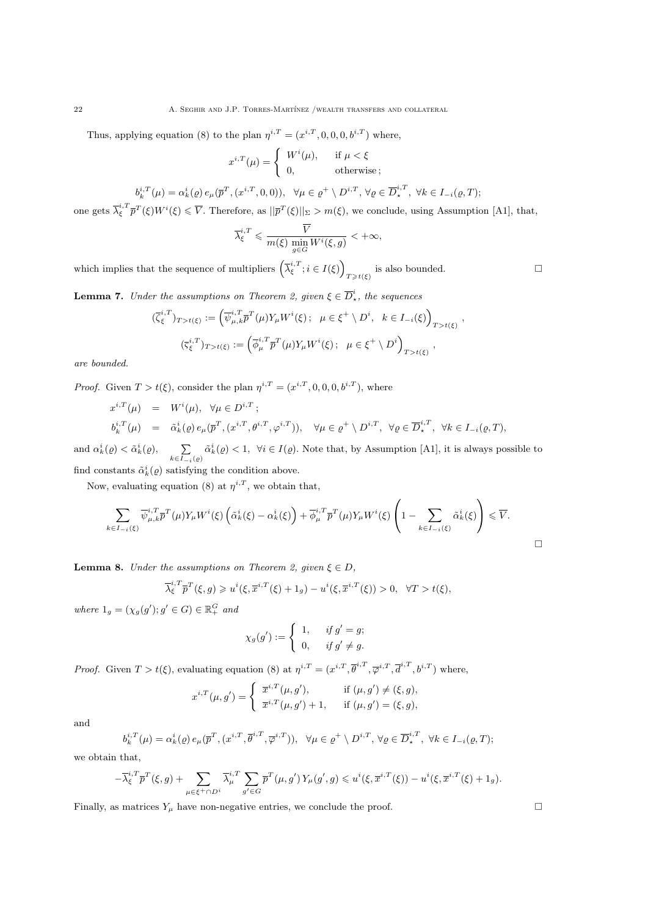Thus, applying equation (8) to the plan $\eta^{i,T} = (x^{i,T}, 0, 0, 0, b^{i,T})$ where,

$$x^{i,T}(\mu) = \begin{cases} W^i(\mu), & \text{if } \mu < \xi \\ 0, & \text{otherwise}; \end{cases}$$

$$b_k^{i,T}(\mu) = \alpha_k^i(\varrho)\, e_\mu(\overline{p}^T, (x^{i,T}, 0, 0)), \quad \forall \mu \in \varrho^+ \setminus D^{i,T}, \forall \varrho \in \overline{D}_\star^{i,T}, \ \forall k \in I_{-i}(\varrho, T);$$

one gets $\overline{\lambda}_\xi^{i,T} \overline{p}^T(\xi) W^i(\xi) \leqslant \overline{V}$. Therefore, as $||\overline{p}^T(\xi)||_\Sigma > m(\xi)$, we conclude, using Assumption [A1], that,

$$\overline{\lambda}_\xi^{i,T} \leqslant \frac{\overline{V}}{m(\xi) \min_{g \in G} W^i(\xi, g)} < +\infty,$$

which implies that the sequence of multipliers $\left(\overline{\lambda}_\xi^{i,T}; i \in I(\xi)\right)_{T \geqslant t(\xi)}$ is also bounded. □

**Lemma 7.** *Under the assumptions on Theorem 2, given $\xi \in \overline{D}_\star^i$, the sequences*

$$(\overline{\zeta}_\xi^{i,T})_{T > t(\xi)} := \left(\overline{\psi}_{\mu,k}^{i,T} \overline{p}^T(\mu) Y_\mu W^i(\xi); \ \ \mu \in \xi^+ \setminus D^i, \ \ k \in I_{-i}(\xi)\right)_{T > t(\xi)},$$

$$(\overline{\varsigma}_\xi^{i,T})_{T > t(\xi)} := \left(\overline{\phi}_\mu^{i,T} \overline{p}^T(\mu) Y_\mu W^i(\xi); \ \ \mu \in \xi^+ \setminus D^i\right)_{T > t(\xi)},$$

*are bounded.*

*Proof.* Given $T > t(\xi)$, consider the plan $\eta^{i,T} = (x^{i,T}, 0, 0, 0, b^{i,T})$, where

$$x^{i,T}(\mu) \;\; = \;\; W^i(\mu), \ \ \forall \mu \in D^{i,T};$$

$$b_k^{i,T}(\mu) \;\; = \;\; \tilde{\alpha}_k^i(\varrho)\, e_\mu(\overline{p}^T, (x^{i,T}, \theta^{i,T}, \varphi^{i,T})), \quad \forall \mu \in \varrho^+ \setminus D^{i,T}, \ \ \forall \varrho \in \overline{D}_\star^{i,T}, \ \ \forall k \in I_{-i}(\varrho, T),$$

and $\alpha_k^i(\varrho) < \tilde{\alpha}_k^i(\varrho)$, $\sum_{k \in I_{-i}(\varrho)} \tilde{\alpha}_k^i(\varrho) < 1$, $\forall i \in I(\varrho)$. Note that, by Assumption [A1], it is always possible to find constants $\tilde{\alpha}_k^i(\varrho)$ satisfying the condition above.

Now, evaluating equation (8) at $\eta^{i,T}$, we obtain that,

$$\sum_{k \in I_{-i}(\xi)} \overline{\psi}_{\mu,k}^{i,T} \overline{p}^T(\mu) Y_\mu W^i(\xi) \left(\tilde{\alpha}_k^i(\xi) - \alpha_k^i(\xi)\right) + \overline{\phi}_\mu^{i,T}\, \overline{p}^T(\mu) Y_\mu W^i(\xi) \left(1 - \sum_{k \in I_{-i}(\xi)} \tilde{\alpha}_k^i(\xi)\right) \leqslant \overline{V}.$$

□

**Lemma 8.** *Under the assumptions on Theorem 2, given $\xi \in D$,*

$$\overline{\lambda}_\xi^{i,T} \overline{p}^T(\xi, g) \geqslant u^i(\xi, \overline{x}^{i,T}(\xi) + 1_g) - u^i(\xi, \overline{x}^{i,T}(\xi)) > 0, \ \ \forall T > t(\xi),$$

*where $1_g = (\chi_g(g'); g' \in G) \in \mathbb{R}_+^G$ and*

$$\chi_g(g') := \begin{cases} 1, & \textit{if } g' = g; \\ 0, & \textit{if } g' \neq g. \end{cases}$$

*Proof.* Given $T > t(\xi)$, evaluating equation (8) at $\eta^{i,T} = (x^{i,T}, \overline{\theta}^{i,T}, \overline{\varphi}^{i,T}, \overline{d}^{i,T}, b^{i,T})$ where,

$$x^{i,T}(\mu, g') = \begin{cases} \overline{x}^{i,T}(\mu, g'), & \text{if } (\mu, g') \neq (\xi, g), \\ \overline{x}^{i,T}(\mu, g') + 1, & \text{if } (\mu, g') = (\xi, g), \end{cases}$$

and

$$b_k^{i,T}(\mu) = \alpha_k^i(\varrho)\, e_\mu(\overline{p}^T, (x^{i,T}, \overline{\theta}^{i,T}, \overline{\varphi}^{i,T})), \ \ \forall \mu \in \varrho^+ \setminus D^{i,T}, \forall \varrho \in \overline{D}_\star^{i,T}, \ \forall k \in I_{-i}(\varrho, T);$$

we obtain that,

$$-\overline{\lambda}_\xi^{i,T} \overline{p}^T(\xi, g) + \sum_{\mu \in \xi^+ \cap D^i} \overline{\lambda}_\mu^{i,T} \sum_{g' \in G} \overline{p}^T(\mu, g')\, Y_\mu(g', g) \leqslant u^i(\xi, \overline{x}^{i,T}(\xi)) - u^i(\xi, \overline{x}^{i,T}(\xi) + 1_g).$$

Finally, as matrices $Y_\mu$ have non-negative entries, we conclude the proof. □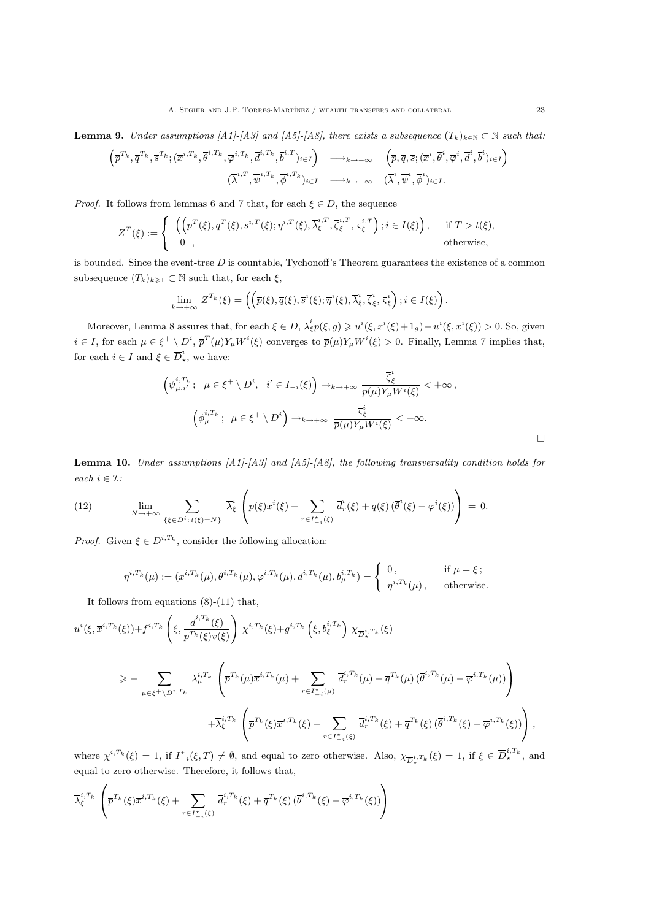**Lemma 9.** *Under assumptions [A1]-[A3] and [A5]-[A8], there exists a subsequence $(T_k)_{k\in\mathbb{N}} \subset \mathbb{N}$ such that:*

$$\left(\overline{p}^{T_k}, \overline{q}^{T_k}, \overline{s}^{T_k}; (\overline{x}^{i,T_k}, \overline{\theta}^{i,T_k}, \overline{\varphi}^{i,T_k}, \overline{d}^{i,T_k}, \overline{b}^{i,T})_{i\in I}\right) \quad \longrightarrow_{k\to+\infty} \quad \left(\overline{p}, \overline{q}, \overline{s}; (\overline{x}^{i}, \overline{\theta}^{i}, \overline{\varphi}^{i}, \overline{d}^{i}, \overline{b}^{i})_{i\in I}\right)$$

$$(\overline{\lambda}^{i,T}, \overline{\psi}^{i,T_k}, \overline{\phi}^{i,T_k})_{i\in I} \quad \longrightarrow_{k\to+\infty} \quad (\overline{\lambda}^{i}, \overline{\psi}^{i}, \overline{\phi}^{i})_{i\in I}.$$

*Proof.* It follows from lemmas 6 and 7 that, for each $\xi \in D$, the sequence

$$Z^T(\xi) := \begin{cases} \left(\left(\overline{p}^T(\xi), \overline{q}^T(\xi), \overline{s}^{i,T}(\xi); \overline{\eta}^{i,T}(\xi), \overline{\lambda}_\xi^{i,T}, \overline{\zeta}_\xi^{i,T}, \overline{\varsigma}_\xi^{i,T}\right); i \in I(\xi)\right), & \text{if } T > t(\xi), \\ 0\ , & \text{otherwise,} \end{cases}$$

is bounded. Since the event-tree $D$ is countable, Tychonoff's Theorem guarantees the existence of a common subsequence $(T_k)_{k\geqslant 1} \subset \mathbb{N}$ such that, for each $\xi$,

$$\lim_{k\to+\infty} Z^{T_k}(\xi) = \left(\left(\overline{p}(\xi), \overline{q}(\xi), \overline{s}^i(\xi); \overline{\eta}^i(\xi), \overline{\lambda}_\xi^i, \overline{\zeta}_\xi^i, \overline{\varsigma}_\xi^i\right); i \in I(\xi)\right).$$

Moreover, Lemma 8 assures that, for each $\xi \in D$, $\overline{\lambda}_\xi^i \overline{p}(\xi, g) \geqslant u^i(\xi, \overline{x}^i(\xi) + 1_g) - u^i(\xi, \overline{x}^i(\xi)) > 0$. So, given $i \in I$, for each $\mu \in \xi^+ \setminus D^i$, $\overline{p}^T(\mu) Y_\mu W^i(\xi)$ converges to $\overline{p}(\mu) Y_\mu W^i(\xi) > 0$. Finally, Lemma 7 implies that, for each $i \in I$ and $\xi \in \overline{D}_\star^i$, we have:

$$\left(\overline{\psi}_{\mu,i'}^{i,T_k};\ \ \mu \in \xi^+ \setminus D^i,\ \ i' \in I_{-i}(\xi)\right) \to_{k\to+\infty} \frac{\overline{\zeta}_\xi^i}{\overline{p}(\mu) Y_\mu W^i(\xi)} < +\infty\,,$$

$$\left(\overline{\phi}_\mu^{i,T_k};\ \mu \in \xi^+ \setminus D^i\right) \to_{k\to+\infty} \frac{\overline{\varsigma}_\xi^i}{\overline{p}(\mu) Y_\mu W^i(\xi)} < +\infty.$$

$\square$

**Lemma 10.** *Under assumptions [A1]-[A3] and [A5]-[A8], the following transversality condition holds for each $i \in \mathcal{I}$:*

$$\lim_{N\to+\infty} \sum_{\{\xi\in D^i:\, t(\xi)=N\}} \overline{\lambda}_\xi^i \left(\overline{p}(\xi)\overline{x}^i(\xi) + \sum_{r\in I_{-i}^\star(\xi)} \overline{d}_r^i(\xi) + \overline{q}(\xi)\left(\overline{\theta}^i(\xi) - \overline{\varphi}^i(\xi)\right)\right) \ = \ 0. \tag{12}$$

*Proof.* Given $\xi \in D^{i,T_k}$, consider the following allocation:

$$\eta^{i,T_k}(\mu) := (x^{i,T_k}(\mu), \theta^{i,T_k}(\mu), \varphi^{i,T_k}(\mu), d^{i,T_k}(\mu), b_\mu^{i,T_k}) = \begin{cases} 0\,, & \text{if } \mu = \xi\,; \\ \overline{\eta}^{i,T_k}(\mu)\,, & \text{otherwise.} \end{cases}$$

It follows from equations (8)-(11) that,

$$u^i(\xi, \overline{x}^{i,T_k}(\xi)) + f^{i,T_k}\left(\xi, \frac{\overline{d}^{i,T_k}(\xi)}{\overline{p}^{T_k}(\xi)v(\xi)}\right) \chi^{i,T_k}(\xi) + g^{i,T_k}\left(\xi, \overline{b}_\xi^{i,T_k}\right) \chi_{\overline{D}_\star^{i,T_k}}(\xi)$$

$$\geqslant - \sum_{\mu\in\xi^+\setminus D^{i,T_k}} \lambda_\mu^{i,T_k} \left(\overline{p}^{T_k}(\mu)\overline{x}^{i,T_k}(\mu) + \sum_{r\in I_{-i}^\star(\mu)} \overline{d}_r^{i,T_k}(\mu) + \overline{q}^{T_k}(\mu)\left(\overline{\theta}^{i,T_k}(\mu) - \overline{\varphi}^{i,T_k}(\mu)\right)\right)$$

$$+ \overline{\lambda}_\xi^{i,T_k} \left(\overline{p}^{T_k}(\xi)\overline{x}^{i,T_k}(\xi) + \sum_{r\in I_{-i}^\star(\xi)} \overline{d}_r^{i,T_k}(\xi) + \overline{q}^{T_k}(\xi)\left(\overline{\theta}^{i,T_k}(\xi) - \overline{\varphi}^{i,T_k}(\xi)\right)\right),$$

where $\chi^{i,T_k}(\xi) = 1$, if $I_{-i}^\star(\xi, T) \neq \emptyset$, and equal to zero otherwise. Also, $\chi_{\overline{D}_\star^{i,T_k}}(\xi) = 1$, if $\xi \in \overline{D}_\star^{i,T_k}$, and equal to zero otherwise. Therefore, it follows that,

$$\overline{\lambda}_\xi^{i,T_k} \left(\overline{p}^{T_k}(\xi)\overline{x}^{i,T_k}(\xi) + \sum_{r\in I_{-i}^\star(\xi)} \overline{d}_r^{i,T_k}(\xi) + \overline{q}^{T_k}(\xi)\left(\overline{\theta}^{i,T_k}(\xi) - \overline{\varphi}^{i,T_k}(\xi)\right)\right)$$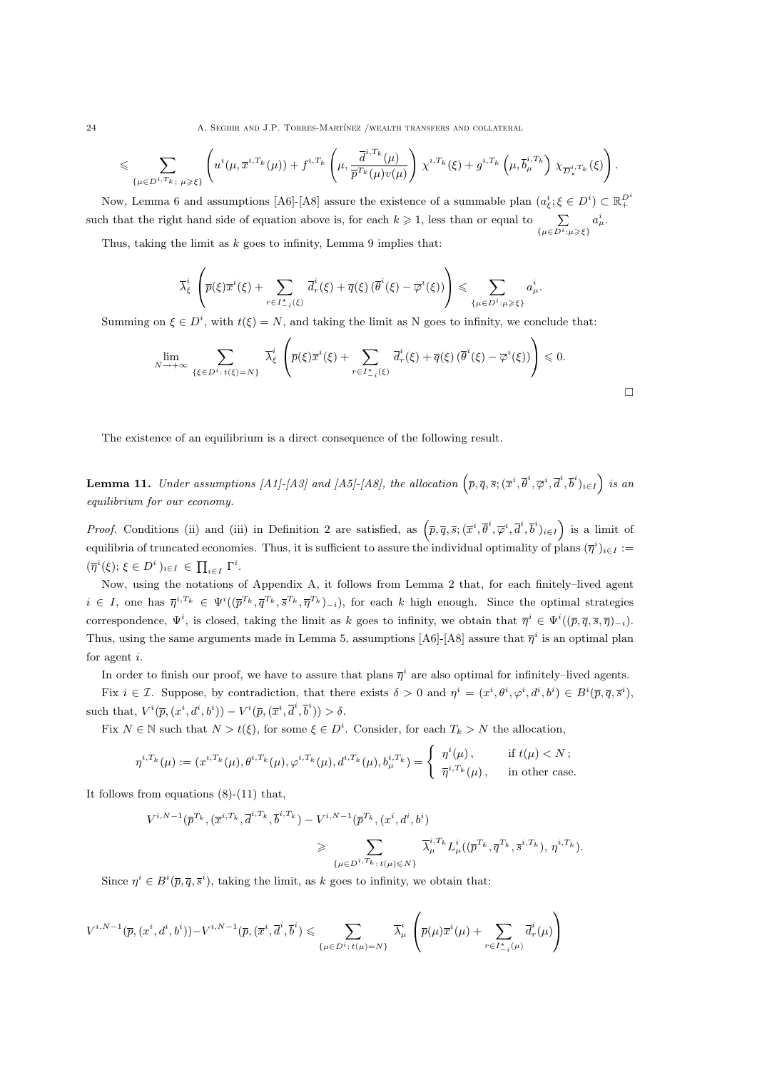$$\leqslant \sum_{\{\mu \in D^{i,T_k};\ \mu \geqslant \xi\}} \left( u^i(\mu, \overline{x}^{i,T_k}(\mu)) + f^{i,T_k}\left(\mu, \frac{\overline{d}^{i,T_k}(\mu)}{\overline{p}^{T_k}(\mu) v(\mu)}\right) \chi^{i,T_k}(\xi) + g^{i,T_k}\left(\mu, \overline{b}^{i,T_k}_{\mu}\right) \chi_{\overline{D}^{i,T_k}_{\star}}(\xi) \right).$$

Now, Lemma 6 and assumptions [A6]-[A8] assure the existence of a summable plan $(a^i_{\xi}; \xi \in D^i) \subset \mathbb{R}^{D^i}_{+}$ such that the right hand side of equation above is, for each $k \geqslant 1$, less than or equal to $\sum_{\{\mu \in D^i : \mu \geqslant \xi\}} a^i_{\mu}$.

Thus, taking the limit as $k$ goes to infinity, Lemma 9 implies that:

$$\overline{\lambda}^i_{\xi} \left( \overline{p}(\xi)\overline{x}^i(\xi) + \sum_{r \in I^{\star}_{-i}(\xi)} \overline{d}^i_r(\xi) + \overline{q}(\xi)\left(\overline{\theta}^i(\xi) - \overline{\varphi}^i(\xi)\right) \right) \leqslant \sum_{\{\mu \in D^i : \mu \geqslant \xi\}} a^i_{\mu}.$$

Summing on $\xi \in D^i$, with $t(\xi) = N$, and taking the limit as N goes to infinity, we conclude that:

$$\lim_{N \to +\infty} \sum_{\{\xi \in D^i :\, t(\xi) = N\}} \overline{\lambda}^i_{\xi} \left( \overline{p}(\xi)\overline{x}^i(\xi) + \sum_{r \in I^{\star}_{-i}(\xi)} \overline{d}^i_r(\xi) + \overline{q}(\xi)\left(\overline{\theta}^i(\xi) - \overline{\varphi}^i(\xi)\right) \right) \leqslant 0.$$

□

The existence of an equilibrium is a direct consequence of the following result.

**Lemma 11.** *Under assumptions [A1]-[A3] and [A5]-[A8], the allocation* $\left(\overline{p}, \overline{q}, \overline{s}; (\overline{x}^i, \overline{\theta}^i, \overline{\varphi}^i, \overline{d}^i, \overline{b}^i)_{i \in I}\right)$ *is an equilibrium for our economy.*

*Proof.* Conditions (ii) and (iii) in Definition 2 are satisfied, as $\left(\overline{p}, \overline{q}, \overline{s}; (\overline{x}^i, \overline{\theta}^i, \overline{\varphi}^i, \overline{d}^i, \overline{b}^i)_{i \in I}\right)$ is a limit of equilibria of truncated economies. Thus, it is sufficient to assure the individual optimality of plans $(\overline{\eta}^i)_{i \in I} := (\overline{\eta}^i(\xi); \xi \in D^i)_{i \in I} \in \prod_{i \in I} \Gamma^i$.

Now, using the notations of Appendix A, it follows from Lemma 2 that, for each finitely–lived agent $i \in I$, one has $\overline{\eta}^{i,T_k} \in \Psi^i((\overline{p}^{T_k}, \overline{q}^{T_k}, \overline{s}^{T_k}, \overline{\eta}^{T_k})_{-i})$, for each $k$ high enough. Since the optimal strategies correspondence, $\Psi^i$, is closed, taking the limit as $k$ goes to infinity, we obtain that $\overline{\eta}^i \in \Psi^i((\overline{p}, \overline{q}, \overline{s}, \overline{\eta})_{-i})$. Thus, using the same arguments made in Lemma 5, assumptions [A6]-[A8] assure that $\overline{\eta}^i$ is an optimal plan for agent $i$.

In order to finish our proof, we have to assure that plans $\overline{\eta}^i$ are also optimal for infinitely–lived agents.

Fix $i \in \mathcal{I}$. Suppose, by contradiction, that there exists $\delta > 0$ and $\eta^i = (x^i, \theta^i, \varphi^i, d^i, b^i) \in B^i(\overline{p}, \overline{q}, \overline{s}^i)$, such that, $V^i(\overline{p}, (x^i, d^i, b^i)) - V^i(\overline{p}, (\overline{x}^i, \overline{d}^i, \overline{b}^i)) > \delta$.

Fix $N \in \mathbb{N}$ such that $N > t(\xi)$, for some $\xi \in D^i$. Consider, for each $T_k > N$ the allocation,

$$\eta^{i,T_k}(\mu) := (x^{i,T_k}(\mu), \theta^{i,T_k}(\mu), \varphi^{i,T_k}(\mu), d^{i,T_k}(\mu), b^{i,T_k}_{\mu}) = \begin{cases} \eta^i(\mu), & \text{if } t(\mu) < N\,; \\ \overline{\eta}^{i,T_k}(\mu), & \text{in other case.} \end{cases}$$

It follows from equations (8)-(11) that,

$$V^{i,N-1}(\overline{p}^{T_k}, (\overline{x}^{i,T_k}, \overline{d}^{i,T_k}, \overline{b}^{i,T_k}) - V^{i,N-1}(\overline{p}^{T_k}, (x^i, d^i, b^i)$$
$$\geqslant \sum_{\{\mu \in D^{i,T_k} :\, t(\mu) \leqslant N\}} \overline{\lambda}^{i,T_k}_{\mu} L^i_{\mu}((\overline{p}^{T_k}, \overline{q}^{T_k}, \overline{s}^{i,T_k}), \eta^{i,T_k}).$$

Since $\eta^i \in B^i(\overline{p}, \overline{q}, \overline{s}^i)$, taking the limit, as $k$ goes to infinity, we obtain that:

$$V^{i,N-1}(\overline{p}, (x^i, d^i, b^i)) - V^{i,N-1}(\overline{p}, (\overline{x}^i, \overline{d}^i, \overline{b}^i) \leqslant \sum_{\{\mu \in D^i :\, t(\mu) = N\}} \overline{\lambda}^i_{\mu} \left( \overline{p}(\mu)\overline{x}^i(\mu) + \sum_{r \in I^{\star}_{-i}(\mu)} \overline{d}^i_r(\mu) \right)$$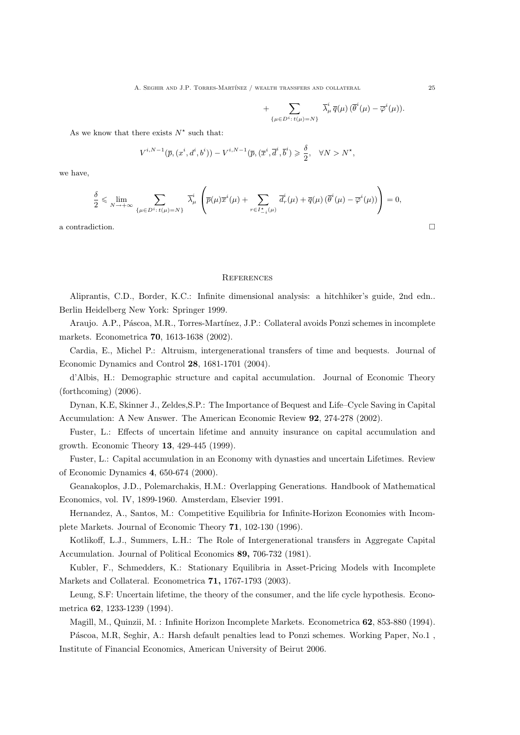$$+ \sum_{\{\mu \in D^i : t(\mu)=N\}} \overline{\lambda}^i_\mu \, \overline{q}(\mu) \, (\overline{\theta}^i(\mu) - \overline{\varphi}^i(\mu)).$$

As we know that there exists $N^\star$ such that:

$$V^{i,N-1}(\overline{p},(x^i,d^i,b^i)) - V^{i,N-1}(\overline{p},(\overline{x}^i,\overline{d}^i,\overline{b}^i)) \geqslant \frac{\delta}{2}, \quad \forall N > N^\star,$$

we have,

$$\frac{\delta}{2} \leqslant \lim_{N \to +\infty} \sum_{\{\mu \in D^i : t(\mu)=N\}} \overline{\lambda}^i_\mu \left( \overline{p}(\mu)\overline{x}^i(\mu) + \sum_{r \in I^\star_{-i}(\mu)} \overline{d}^i_r(\mu) + \overline{q}(\mu) \, (\overline{\theta}^i(\mu) - \overline{\varphi}^i(\mu)) \right) = 0,$$

a contradiction. □

## References

Aliprantis, C.D., Border, K.C.: Infinite dimensional analysis: a hitchhiker's guide, 2nd edn.. Berlin Heidelberg New York: Springer 1999.

Araujo. A.P., Páscoa, M.R., Torres-Martínez, J.P.: Collateral avoids Ponzi schemes in incomplete markets. Econometrica **70**, 1613-1638 (2002).

Cardia, E., Michel P.: Altruism, intergenerational transfers of time and bequests. Journal of Economic Dynamics and Control **28**, 1681-1701 (2004).

d'Albis, H.: Demographic structure and capital accumulation. Journal of Economic Theory (forthcoming) (2006).

Dynan, K.E, Skinner J., Zeldes,S.P.: The Importance of Bequest and Life–Cycle Saving in Capital Accumulation: A New Answer. The American Economic Review **92**, 274-278 (2002).

Fuster, L.: Effects of uncertain lifetime and annuity insurance on capital accumulation and growth. Economic Theory **13**, 429-445 (1999).

Fuster, L.: Capital accumulation in an Economy with dynasties and uncertain Lifetimes. Review of Economic Dynamics **4**, 650-674 (2000).

Geanakoplos, J.D., Polemarchakis, H.M.: Overlapping Generations. Handbook of Mathematical Economics, vol. IV, 1899-1960. Amsterdam, Elsevier 1991.

Hernandez, A., Santos, M.: Competitive Equilibria for Infinite-Horizon Economies with Incomplete Markets. Journal of Economic Theory **71**, 102-130 (1996).

Kotlikoff, L.J., Summers, L.H.: The Role of Intergenerational transfers in Aggregate Capital Accumulation. Journal of Political Economics **89,** 706-732 (1981).

Kubler, F., Schmedders, K.: Stationary Equilibria in Asset-Pricing Models with Incomplete Markets and Collateral. Econometrica **71,** 1767-1793 (2003).

Leung, S.F: Uncertain lifetime, the theory of the consumer, and the life cycle hypothesis. Econometrica **62**, 1233-1239 (1994).

Magill, M., Quinzii, M. : Infinite Horizon Incomplete Markets. Econometrica **62**, 853-880 (1994).

Páscoa, M.R, Seghir, A.: Harsh default penalties lead to Ponzi schemes. Working Paper, No.1 , Institute of Financial Economics, American University of Beirut 2006.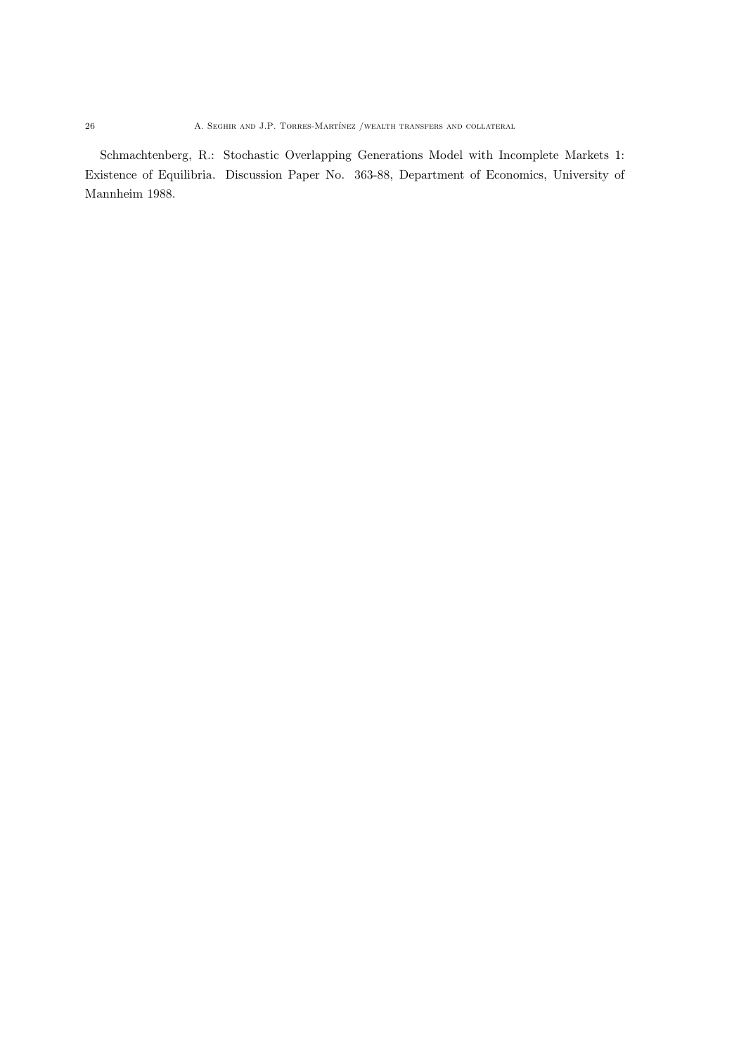Schmachtenberg, R.: Stochastic Overlapping Generations Model with Incomplete Markets 1: Existence of Equilibria. Discussion Paper No. 363-88, Department of Economics, University of Mannheim 1988.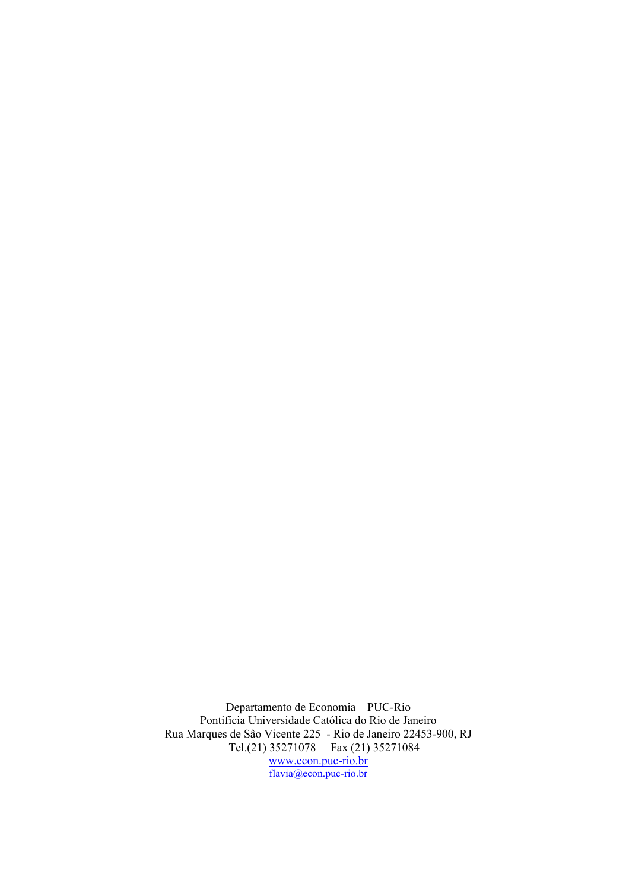Departamento de Economia PUC-Rio
Pontifícia Universidade Católica do Rio de Janeiro
Rua Marques de Sâo Vicente 225 - Rio de Janeiro 22453-900, RJ
Tel.(21) 35271078 Fax (21) 35271084
www.econ.puc-rio.br
flavia@econ.puc-rio.br